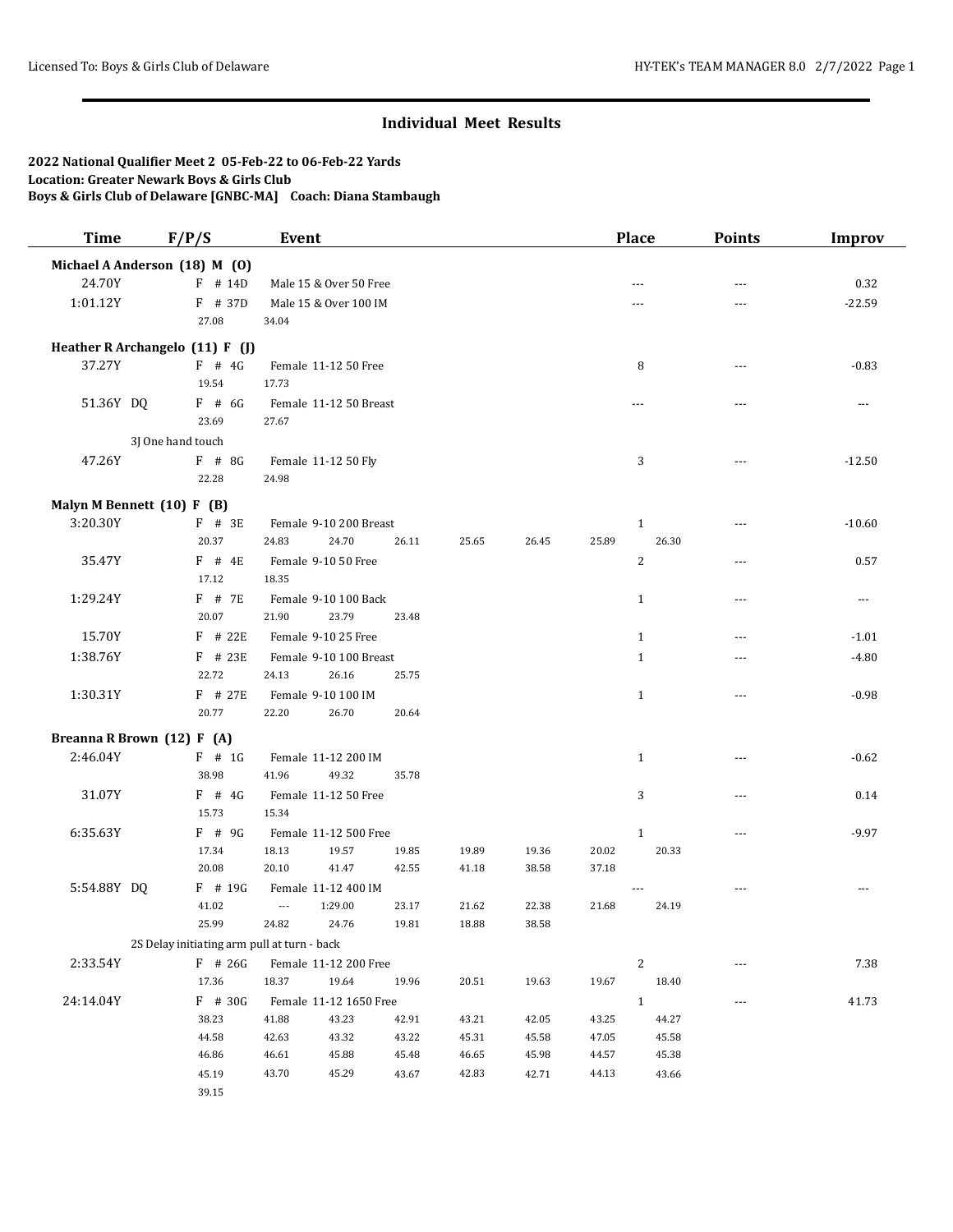## Individual Meet Results

**2022 National Qualifier Meet 2 05-Feb-22 to 06-Feb-22 Yards**
**Location: Greater Newark Boys & Girls Club**
**Boys & Girls Club of Delaware [GNBC-MA] Coach: Diana Stambaugh**

| Time | F/P/S | Event | Place | Points | Improv |
|---|---|---|---|---|---|
| **Michael A Anderson (18) M (O)** | | | | | |
| 24.70Y | F # 14D | Male 15 & Over 50 Free | --- | --- | 0.32 |
| 1:01.12Y | F # 37D | Male 15 & Over 100 IM | --- | --- | -22.59 |
| | 27.08 | 34.04 | | | |
| **Heather R Archangelo (11) F (J)** | | | | | |
| 37.27Y | F # 4G | Female 11-12 50 Free | 8 | --- | -0.83 |
| | 19.54 | 17.73 | | | |
| 51.36Y DQ | F # 6G | Female 11-12 50 Breast | --- | --- | --- |
| | 23.69 | 27.67 | | | |
| | 3J One hand touch | | | | |
| 47.26Y | F # 8G | Female 11-12 50 Fly | 3 | --- | -12.50 |
| | 22.28 | 24.98 | | | |
| **Malyn M Bennett (10) F (B)** | | | | | |
| 3:20.30Y | F # 3E | Female 9-10 200 Breast | 1 | --- | -10.60 |
| | 20.37 | 24.83 24.70 26.11 25.65 26.45 25.89 26.30 | | | |
| 35.47Y | F # 4E | Female 9-10 50 Free | 2 | --- | 0.57 |
| | 17.12 | 18.35 | | | |
| 1:29.24Y | F # 7E | Female 9-10 100 Back | 1 | --- | --- |
| | 20.07 | 21.90 23.79 23.48 | | | |
| 15.70Y | F # 22E | Female 9-10 25 Free | 1 | --- | -1.01 |
| 1:38.76Y | F # 23E | Female 9-10 100 Breast | 1 | --- | -4.80 |
| | 22.72 | 24.13 26.16 25.75 | | | |
| 1:30.31Y | F # 27E | Female 9-10 100 IM | 1 | --- | -0.98 |
| | 20.77 | 22.20 26.70 20.64 | | | |
| **Breanna R Brown (12) F (A)** | | | | | |
| 2:46.04Y | F # 1G | Female 11-12 200 IM | 1 | --- | -0.62 |
| | 38.98 | 41.96 49.32 35.78 | | | |
| 31.07Y | F # 4G | Female 11-12 50 Free | 3 | --- | 0.14 |
| | 15.73 | 15.34 | | | |
| 6:35.63Y | F # 9G | Female 11-12 500 Free | 1 | --- | -9.97 |
| | 17.34 | 18.13 19.57 19.85 19.89 19.36 20.02 20.33 | | | |
| | 20.08 | 20.10 41.47 42.55 41.18 38.58 37.18 | | | |
| 5:54.88Y DQ | F # 19G | Female 11-12 400 IM | --- | --- | --- |
| | 41.02 | --- 1:29.00 23.17 21.62 22.38 21.68 24.19 | | | |
| | 25.99 | 24.82 24.76 19.81 18.88 38.58 | | | |
| | 2S Delay initiating arm pull at turn - back | | | | |
| 2:33.54Y | F # 26G | Female 11-12 200 Free | 2 | --- | 7.38 |
| | 17.36 | 18.37 19.64 19.96 20.51 19.63 19.67 18.40 | | | |
| 24:14.04Y | F # 30G | Female 11-12 1650 Free | 1 | --- | 41.73 |
| | 38.23 | 41.88 43.23 42.91 43.21 42.05 43.25 44.27 | | | |
| | 44.58 | 42.63 43.32 43.22 45.31 45.58 47.05 45.58 | | | |
| | 46.86 | 46.61 45.88 45.48 46.65 45.98 44.57 45.38 | | | |
| | 45.19 | 43.70 45.29 43.67 42.83 42.71 44.13 43.66 | | | |
| | 39.15 | | | | |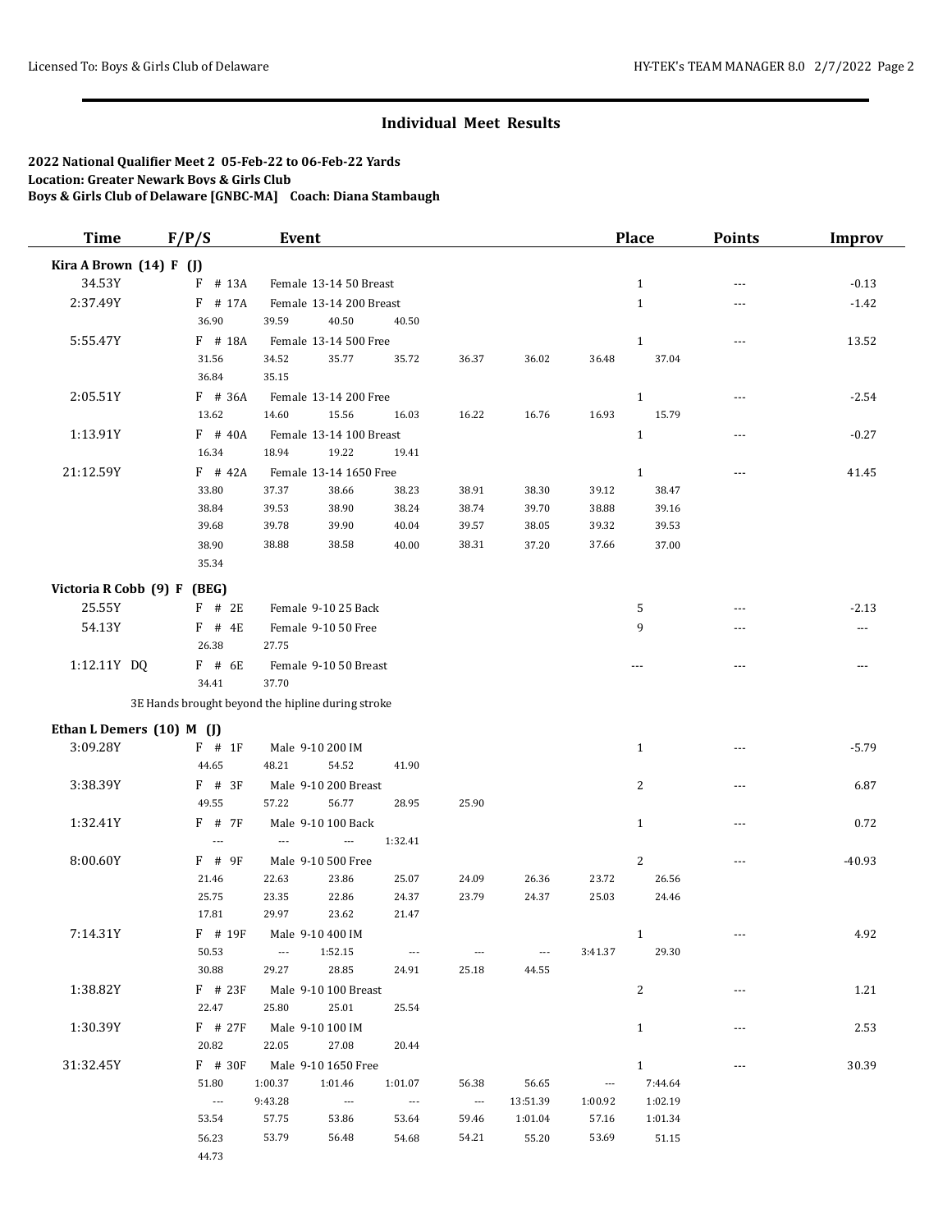## Individual Meet Results

**2022 National Qualifier Meet 2 05-Feb-22 to 06-Feb-22 Yards**
**Location: Greater Newark Boys & Girls Club**
**Boys & Girls Club of Delaware [GNBC-MA] Coach: Diana Stambaugh**

| Time | F/P/S | Event | Place | Points | Improv |
|---|---|---|---|---|---|
| **Kira A Brown (14) F (J)** | | | | | |
| 34.53Y | F # 13A | Female 13-14 50 Breast | 1 | --- | -0.13 |
| 2:37.49Y | F # 17A | Female 13-14 200 Breast | 1 | --- | -1.42 |
| | 36.90 39.59 40.50 40.50 | | | | |
| 5:55.47Y | F # 18A | Female 13-14 500 Free | 1 | --- | 13.52 |
| | 31.56 34.52 35.77 35.72 36.37 36.02 36.48 37.04 | | | | |
| | 36.84 35.15 | | | | |
| 2:05.51Y | F # 36A | Female 13-14 200 Free | 1 | --- | -2.54 |
| | 13.62 14.60 15.56 16.03 16.22 16.76 16.93 15.79 | | | | |
| 1:13.91Y | F # 40A | Female 13-14 100 Breast | 1 | --- | -0.27 |
| | 16.34 18.94 19.22 19.41 | | | | |
| 21:12.59Y | F # 42A | Female 13-14 1650 Free | 1 | --- | 41.45 |
| | 33.80 37.37 38.66 38.23 38.91 38.30 39.12 38.47 | | | | |
| | 38.84 39.53 38.90 38.24 38.74 39.70 38.88 39.16 | | | | |
| | 39.68 39.78 39.90 40.04 39.57 38.05 39.32 39.53 | | | | |
| | 38.90 38.88 38.58 40.00 38.31 37.20 37.66 37.00 | | | | |
| | 35.34 | | | | |
| **Victoria R Cobb (9) F (BEG)** | | | | | |
| 25.55Y | F # 2E | Female 9-10 25 Back | 5 | --- | -2.13 |
| 54.13Y | F # 4E | Female 9-10 50 Free | 9 | --- | --- |
| | 26.38 27.75 | | | | |
| 1:12.11Y DQ | F # 6E | Female 9-10 50 Breast | --- | --- | --- |
| | 34.41 37.70 | | | | |
| | 3E Hands brought beyond the hipline during stroke | | | | |
| **Ethan L Demers (10) M (J)** | | | | | |
| 3:09.28Y | F # 1F | Male 9-10 200 IM | 1 | --- | -5.79 |
| | 44.65 48.21 54.52 41.90 | | | | |
| 3:38.39Y | F # 3F | Male 9-10 200 Breast | 2 | --- | 6.87 |
| | 49.55 57.22 56.77 28.95 25.90 | | | | |
| 1:32.41Y | F # 7F | Male 9-10 100 Back | 1 | --- | 0.72 |
| | --- --- --- 1:32.41 | | | | |
| 8:00.60Y | F # 9F | Male 9-10 500 Free | 2 | --- | -40.93 |
| | 21.46 22.63 23.86 25.07 24.09 26.36 23.72 26.56 | | | | |
| | 25.75 23.35 22.86 24.37 23.79 24.37 25.03 24.46 | | | | |
| | 17.81 29.97 23.62 21.47 | | | | |
| 7:14.31Y | F # 19F | Male 9-10 400 IM | 1 | --- | 4.92 |
| | 50.53 --- 1:52.15 --- --- --- 3:41.37 29.30 | | | | |
| | 30.88 29.27 28.85 24.91 25.18 44.55 | | | | |
| 1:38.82Y | F # 23F | Male 9-10 100 Breast | 2 | --- | 1.21 |
| | 22.47 25.80 25.01 25.54 | | | | |
| 1:30.39Y | F # 27F | Male 9-10 100 IM | 1 | --- | 2.53 |
| | 20.82 22.05 27.08 20.44 | | | | |
| 31:32.45Y | F # 30F | Male 9-10 1650 Free | 1 | --- | 30.39 |
| | 51.80 1:00.37 1:01.46 1:01.07 56.38 56.65 --- 7:44.64 | | | | |
| | --- 9:43.28 --- --- --- 13:51.39 1:00.92 1:02.19 | | | | |
| | 53.54 57.75 53.86 53.64 59.46 1:01.04 57.16 1:01.34 | | | | |
| | 56.23 53.79 56.48 54.68 54.21 55.20 53.69 51.15 | | | | |
| | 44.73 | | | | |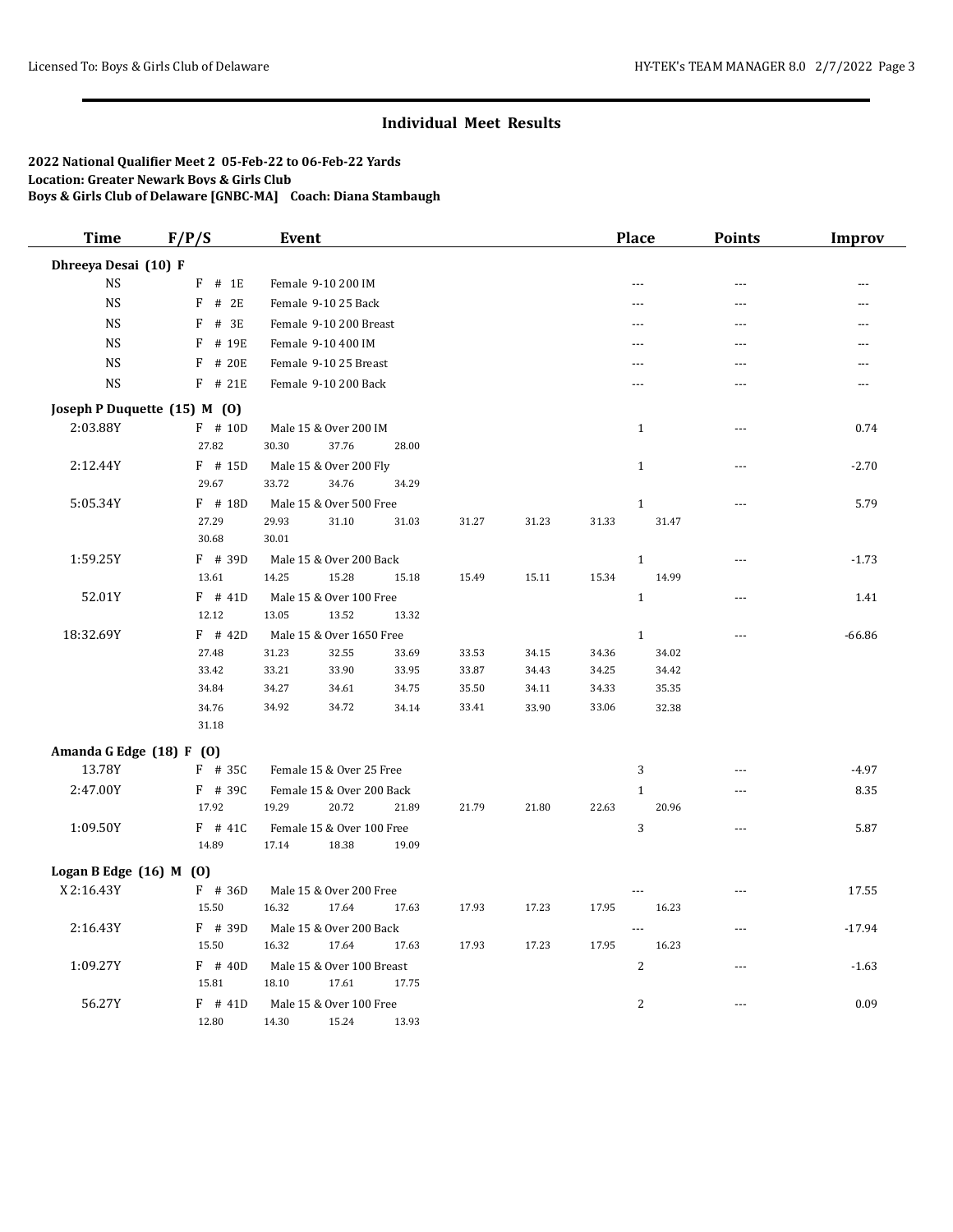## Individual Meet Results

**2022 National Qualifier Meet 2 05-Feb-22 to 06-Feb-22 Yards**
**Location: Greater Newark Boys & Girls Club**
**Boys & Girls Club of Delaware [GNBC-MA] Coach: Diana Stambaugh**

| Time | F/P/S | Event | Place | Points | Improv |
|---|---|---|---|---|---|
| **Dhreeya Desai (10) F** | | | | | |
| NS | F # 1E | Female 9-10 200 IM | --- | --- | --- |
| NS | F # 2E | Female 9-10 25 Back | --- | --- | --- |
| NS | F # 3E | Female 9-10 200 Breast | --- | --- | --- |
| NS | F # 19E | Female 9-10 400 IM | --- | --- | --- |
| NS | F # 20E | Female 9-10 25 Breast | --- | --- | --- |
| NS | F # 21E | Female 9-10 200 Back | --- | --- | --- |
| **Joseph P Duquette (15) M (O)** | | | | | |
| 2:03.88Y | F # 10D | Male 15 & Over 200 IM | 1 | --- | 0.74 |
| | 27.82 | 30.30 37.76 28.00 | | | |
| 2:12.44Y | F # 15D | Male 15 & Over 200 Fly | 1 | --- | -2.70 |
| | 29.67 | 33.72 34.76 34.29 | | | |
| 5:05.34Y | F # 18D | Male 15 & Over 500 Free | 1 | --- | 5.79 |
| | 27.29 | 29.93 31.10 31.03 31.27 31.23 31.33 31.47 | | | |
| | 30.68 | 30.01 | | | |
| 1:59.25Y | F # 39D | Male 15 & Over 200 Back | 1 | --- | -1.73 |
| | 13.61 | 14.25 15.28 15.18 15.49 15.11 15.34 14.99 | | | |
| 52.01Y | F # 41D | Male 15 & Over 100 Free | 1 | --- | 1.41 |
| | 12.12 | 13.05 13.52 13.32 | | | |
| 18:32.69Y | F # 42D | Male 15 & Over 1650 Free | 1 | --- | -66.86 |
| | 27.48 | 31.23 32.55 33.69 33.53 34.15 34.36 34.02 | | | |
| | 33.42 | 33.21 33.90 33.95 33.87 34.43 34.25 34.42 | | | |
| | 34.84 | 34.27 34.61 34.75 35.50 34.11 34.33 35.35 | | | |
| | 34.76 | 34.92 34.72 34.14 33.41 33.90 33.06 32.38 | | | |
| | 31.18 | | | | |
| **Amanda G Edge (18) F (O)** | | | | | |
| 13.78Y | F # 35C | Female 15 & Over 25 Free | 3 | --- | -4.97 |
| 2:47.00Y | F # 39C | Female 15 & Over 200 Back | 1 | --- | 8.35 |
| | 17.92 | 19.29 20.72 21.89 21.79 21.80 22.63 20.96 | | | |
| 1:09.50Y | F # 41C | Female 15 & Over 100 Free | 3 | --- | 5.87 |
| | 14.89 | 17.14 18.38 19.09 | | | |
| **Logan B Edge (16) M (O)** | | | | | |
| X 2:16.43Y | F # 36D | Male 15 & Over 200 Free | --- | --- | 17.55 |
| | 15.50 | 16.32 17.64 17.63 17.93 17.23 17.95 16.23 | | | |
| 2:16.43Y | F # 39D | Male 15 & Over 200 Back | --- | --- | -17.94 |
| | 15.50 | 16.32 17.64 17.63 17.93 17.23 17.95 16.23 | | | |
| 1:09.27Y | F # 40D | Male 15 & Over 100 Breast | 2 | --- | -1.63 |
| | 15.81 | 18.10 17.61 17.75 | | | |
| 56.27Y | F # 41D | Male 15 & Over 100 Free | 2 | --- | 0.09 |
| | 12.80 | 14.30 15.24 13.93 | | | |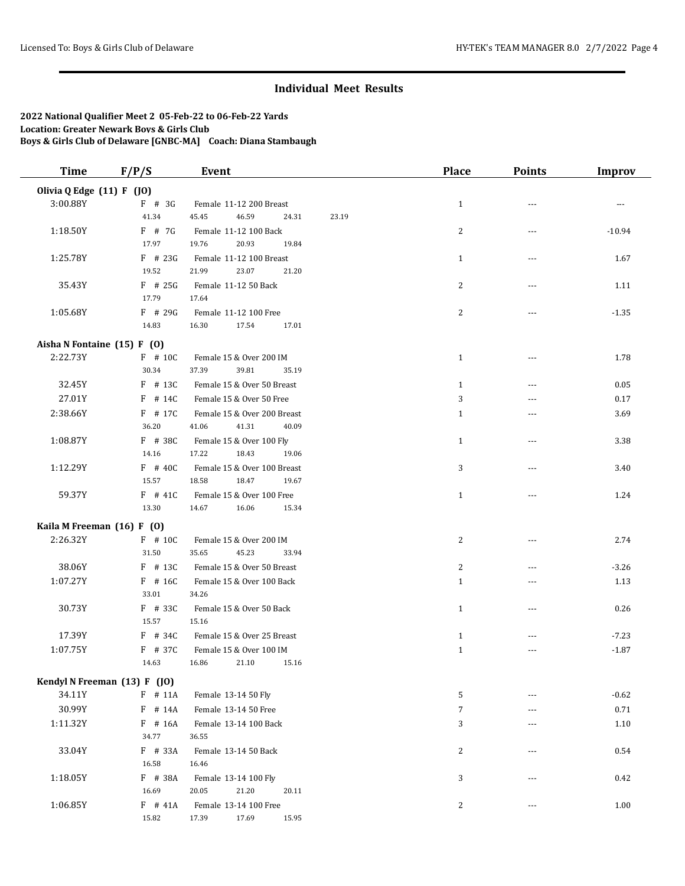## Individual Meet Results

**2022 National Qualifier Meet 2 05-Feb-22 to 06-Feb-22 Yards**
**Location: Greater Newark Boys & Girls Club**
**Boys & Girls Club of Delaware [GNBC-MA] Coach: Diana Stambaugh**

| Time | F/P/S | Event | Place | Points | Improv |
|---|---|---|---|---|---|
| **Olivia Q Edge (11) F (JO)** | | | | | |
| 3:00.88Y | F # 3G | Female 11-12 200 Breast | 1 | --- | --- |
| | 41.34 | 45.45 46.59 24.31 23.19 | | | |
| 1:18.50Y | F # 7G | Female 11-12 100 Back | 2 | --- | -10.94 |
| | 17.97 | 19.76 20.93 19.84 | | | |
| 1:25.78Y | F # 23G | Female 11-12 100 Breast | 1 | --- | 1.67 |
| | 19.52 | 21.99 23.07 21.20 | | | |
| 35.43Y | F # 25G | Female 11-12 50 Back | 2 | --- | 1.11 |
| | 17.79 | 17.64 | | | |
| 1:05.68Y | F # 29G | Female 11-12 100 Free | 2 | --- | -1.35 |
| | 14.83 | 16.30 17.54 17.01 | | | |
| **Aisha N Fontaine (15) F (O)** | | | | | |
| 2:22.73Y | F # 10C | Female 15 & Over 200 IM | 1 | --- | 1.78 |
| | 30.34 | 37.39 39.81 35.19 | | | |
| 32.45Y | F # 13C | Female 15 & Over 50 Breast | 1 | --- | 0.05 |
| 27.01Y | F # 14C | Female 15 & Over 50 Free | 3 | --- | 0.17 |
| 2:38.66Y | F # 17C | Female 15 & Over 200 Breast | 1 | --- | 3.69 |
| | 36.20 | 41.06 41.31 40.09 | | | |
| 1:08.87Y | F # 38C | Female 15 & Over 100 Fly | 1 | --- | 3.38 |
| | 14.16 | 17.22 18.43 19.06 | | | |
| 1:12.29Y | F # 40C | Female 15 & Over 100 Breast | 3 | --- | 3.40 |
| | 15.57 | 18.58 18.47 19.67 | | | |
| 59.37Y | F # 41C | Female 15 & Over 100 Free | 1 | --- | 1.24 |
| | 13.30 | 14.67 16.06 15.34 | | | |
| **Kaila M Freeman (16) F (O)** | | | | | |
| 2:26.32Y | F # 10C | Female 15 & Over 200 IM | 2 | --- | 2.74 |
| | 31.50 | 35.65 45.23 33.94 | | | |
| 38.06Y | F # 13C | Female 15 & Over 50 Breast | 2 | --- | -3.26 |
| 1:07.27Y | F # 16C | Female 15 & Over 100 Back | 1 | --- | 1.13 |
| | 33.01 | 34.26 | | | |
| 30.73Y | F # 33C | Female 15 & Over 50 Back | 1 | --- | 0.26 |
| | 15.57 | 15.16 | | | |
| 17.39Y | F # 34C | Female 15 & Over 25 Breast | 1 | --- | -7.23 |
| 1:07.75Y | F # 37C | Female 15 & Over 100 IM | 1 | --- | -1.87 |
| | 14.63 | 16.86 21.10 15.16 | | | |
| **Kendyl N Freeman (13) F (JO)** | | | | | |
| 34.11Y | F # 11A | Female 13-14 50 Fly | 5 | --- | -0.62 |
| 30.99Y | F # 14A | Female 13-14 50 Free | 7 | --- | 0.71 |
| 1:11.32Y | F # 16A | Female 13-14 100 Back | 3 | --- | 1.10 |
| | 34.77 | 36.55 | | | |
| 33.04Y | F # 33A | Female 13-14 50 Back | 2 | --- | 0.54 |
| | 16.58 | 16.46 | | | |
| 1:18.05Y | F # 38A | Female 13-14 100 Fly | 3 | --- | 0.42 |
| | 16.69 | 20.05 21.20 20.11 | | | |
| 1:06.85Y | F # 41A | Female 13-14 100 Free | 2 | --- | 1.00 |
| | 15.82 | 17.39 17.69 15.95 | | | |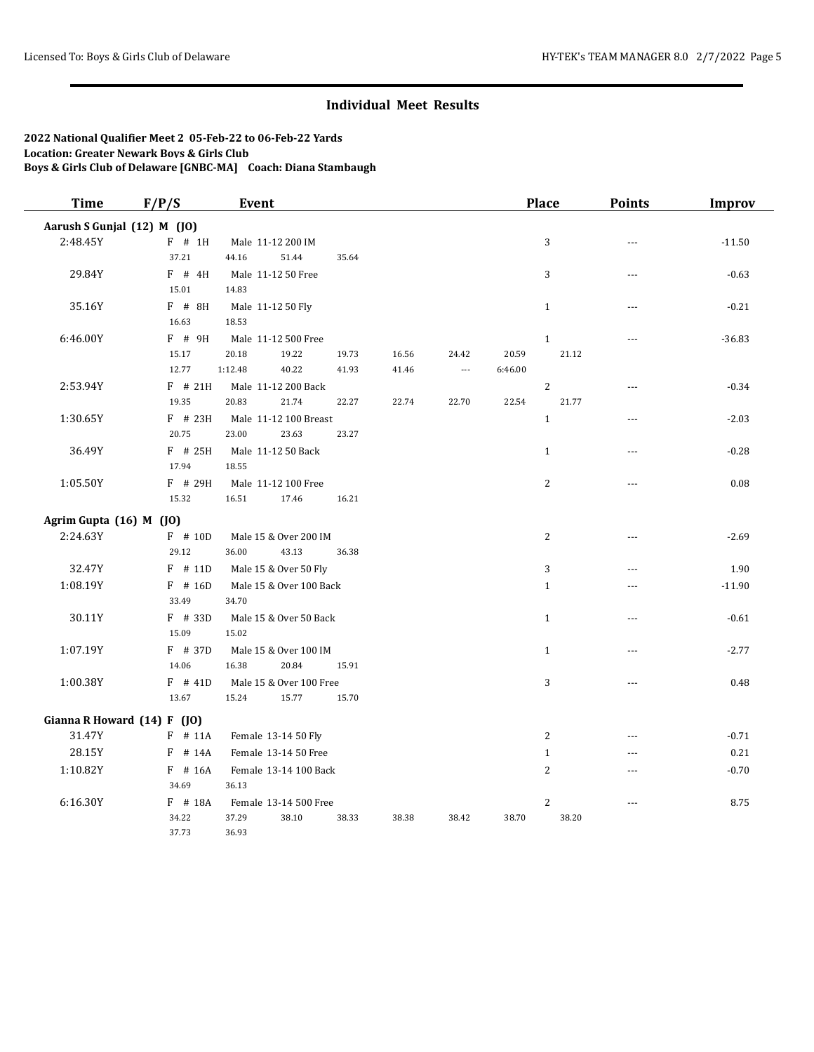## Individual Meet Results

**2022 National Qualifier Meet 2 05-Feb-22 to 06-Feb-22 Yards**
**Location: Greater Newark Boys & Girls Club**
**Boys & Girls Club of Delaware [GNBC-MA] Coach: Diana Stambaugh**

| Time | F/P/S | Event | Place | Points | Improv |
|---|---|---|---|---|---|
| **Aarush S Gunjal (12) M (JO)** | | | | | |
| 2:48.45Y | F # 1H | Male 11-12 200 IM | 3 | --- | -11.50 |
| | | 37.21 44.16 51.44 35.64 | | | |
| 29.84Y | F # 4H | Male 11-12 50 Free | 3 | --- | -0.63 |
| | | 15.01 14.83 | | | |
| 35.16Y | F # 8H | Male 11-12 50 Fly | 1 | --- | -0.21 |
| | | 16.63 18.53 | | | |
| 6:46.00Y | F # 9H | Male 11-12 500 Free | 1 | --- | -36.83 |
| | | 15.17 20.18 19.22 19.73 16.56 24.42 20.59 21.12 | | | |
| | | 12.77 1:12.48 40.22 41.93 41.46 --- 6:46.00 | | | |
| 2:53.94Y | F # 21H | Male 11-12 200 Back | 2 | --- | -0.34 |
| | | 19.35 20.83 21.74 22.27 22.74 22.70 22.54 21.77 | | | |
| 1:30.65Y | F # 23H | Male 11-12 100 Breast | 1 | --- | -2.03 |
| | | 20.75 23.00 23.63 23.27 | | | |
| 36.49Y | F # 25H | Male 11-12 50 Back | 1 | --- | -0.28 |
| | | 17.94 18.55 | | | |
| 1:05.50Y | F # 29H | Male 11-12 100 Free | 2 | --- | 0.08 |
| | | 15.32 16.51 17.46 16.21 | | | |
| **Agrim Gupta (16) M (JO)** | | | | | |
| 2:24.63Y | F # 10D | Male 15 & Over 200 IM | 2 | --- | -2.69 |
| | | 29.12 36.00 43.13 36.38 | | | |
| 32.47Y | F # 11D | Male 15 & Over 50 Fly | 3 | --- | 1.90 |
| 1:08.19Y | F # 16D | Male 15 & Over 100 Back | 1 | --- | -11.90 |
| | | 33.49 34.70 | | | |
| 30.11Y | F # 33D | Male 15 & Over 50 Back | 1 | --- | -0.61 |
| | | 15.09 15.02 | | | |
| 1:07.19Y | F # 37D | Male 15 & Over 100 IM | 1 | --- | -2.77 |
| | | 14.06 16.38 20.84 15.91 | | | |
| 1:00.38Y | F # 41D | Male 15 & Over 100 Free | 3 | --- | 0.48 |
| | | 13.67 15.24 15.77 15.70 | | | |
| **Gianna R Howard (14) F (JO)** | | | | | |
| 31.47Y | F # 11A | Female 13-14 50 Fly | 2 | --- | -0.71 |
| 28.15Y | F # 14A | Female 13-14 50 Free | 1 | --- | 0.21 |
| 1:10.82Y | F # 16A | Female 13-14 100 Back | 2 | --- | -0.70 |
| | | 34.69 36.13 | | | |
| 6:16.30Y | F # 18A | Female 13-14 500 Free | 2 | --- | 8.75 |
| | | 34.22 37.29 38.10 38.33 38.38 38.42 38.70 38.20 | | | |
| | | 37.73 36.93 | | | |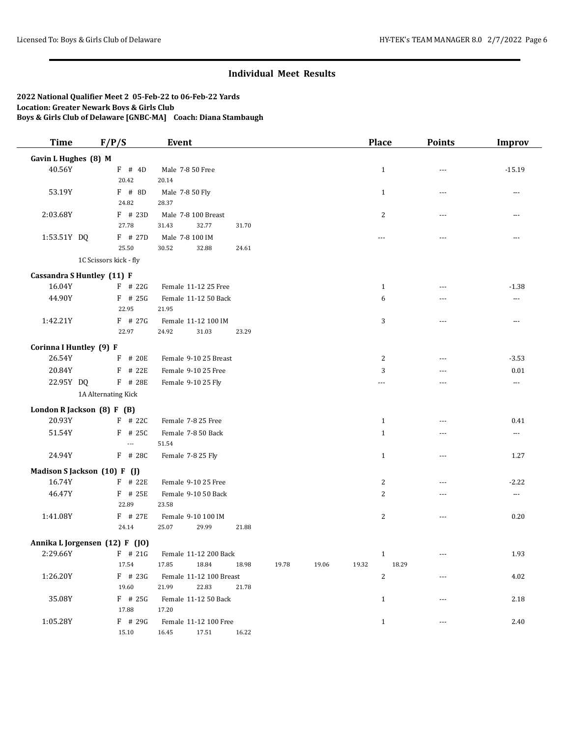## Individual Meet Results

**2022 National Qualifier Meet 2 05-Feb-22 to 06-Feb-22 Yards**
**Location: Greater Newark Boys & Girls Club**
**Boys & Girls Club of Delaware [GNBC-MA] Coach: Diana Stambaugh**

| Time | F/P/S | Event | Place | Points | Improv |
|---|---|---|---|---|---|
| **Gavin L Hughes (8) M** | | | | | |
| 40.56Y | F # 4D | Male 7-8 50 Free | 1 | --- | -15.19 |
| | 20.42 | 20.14 | | | |
| 53.19Y | F # 8D | Male 7-8 50 Fly | 1 | --- | --- |
| | 24.82 | 28.37 | | | |
| 2:03.68Y | F # 23D | Male 7-8 100 Breast | 2 | --- | --- |
| | 27.78 | 31.43 32.77 31.70 | | | |
| 1:53.51Y DQ | F # 27D | Male 7-8 100 IM | --- | --- | --- |
| | 25.50 | 30.52 32.88 24.61 | | | |
| | 1C Scissors kick - fly | | | | |
| **Cassandra S Huntley (11) F** | | | | | |
| 16.04Y | F # 22G | Female 11-12 25 Free | 1 | --- | -1.38 |
| 44.90Y | F # 25G | Female 11-12 50 Back | 6 | --- | --- |
| | 22.95 | 21.95 | | | |
| 1:42.21Y | F # 27G | Female 11-12 100 IM | 3 | --- | --- |
| | 22.97 | 24.92 31.03 23.29 | | | |
| **Corinna I Huntley (9) F** | | | | | |
| 26.54Y | F # 20E | Female 9-10 25 Breast | 2 | --- | -3.53 |
| 20.84Y | F # 22E | Female 9-10 25 Free | 3 | --- | 0.01 |
| 22.95Y DQ | F # 28E | Female 9-10 25 Fly | --- | --- | --- |
| | 1A Alternating Kick | | | | |
| **London R Jackson (8) F (B)** | | | | | |
| 20.93Y | F # 22C | Female 7-8 25 Free | 1 | --- | 0.41 |
| 51.54Y | F # 25C | Female 7-8 50 Back | 1 | --- | --- |
| | --- | 51.54 | | | |
| 24.94Y | F # 28C | Female 7-8 25 Fly | 1 | --- | 1.27 |
| **Madison S Jackson (10) F (J)** | | | | | |
| 16.74Y | F # 22E | Female 9-10 25 Free | 2 | --- | -2.22 |
| 46.47Y | F # 25E | Female 9-10 50 Back | 2 | --- | --- |
| | 22.89 | 23.58 | | | |
| 1:41.08Y | F # 27E | Female 9-10 100 IM | 2 | --- | 0.20 |
| | 24.14 | 25.07 29.99 21.88 | | | |
| **Annika L Jorgensen (12) F (JO)** | | | | | |
| 2:29.66Y | F # 21G | Female 11-12 200 Back | 1 | --- | 1.93 |
| | 17.54 | 17.85 18.84 18.98 19.78 19.06 19.32 18.29 | | | |
| 1:26.20Y | F # 23G | Female 11-12 100 Breast | 2 | --- | 4.02 |
| | 19.60 | 21.99 22.83 21.78 | | | |
| 35.08Y | F # 25G | Female 11-12 50 Back | 1 | --- | 2.18 |
| | 17.88 | 17.20 | | | |
| 1:05.28Y | F # 29G | Female 11-12 100 Free | 1 | --- | 2.40 |
| | 15.10 | 16.45 17.51 16.22 | | | |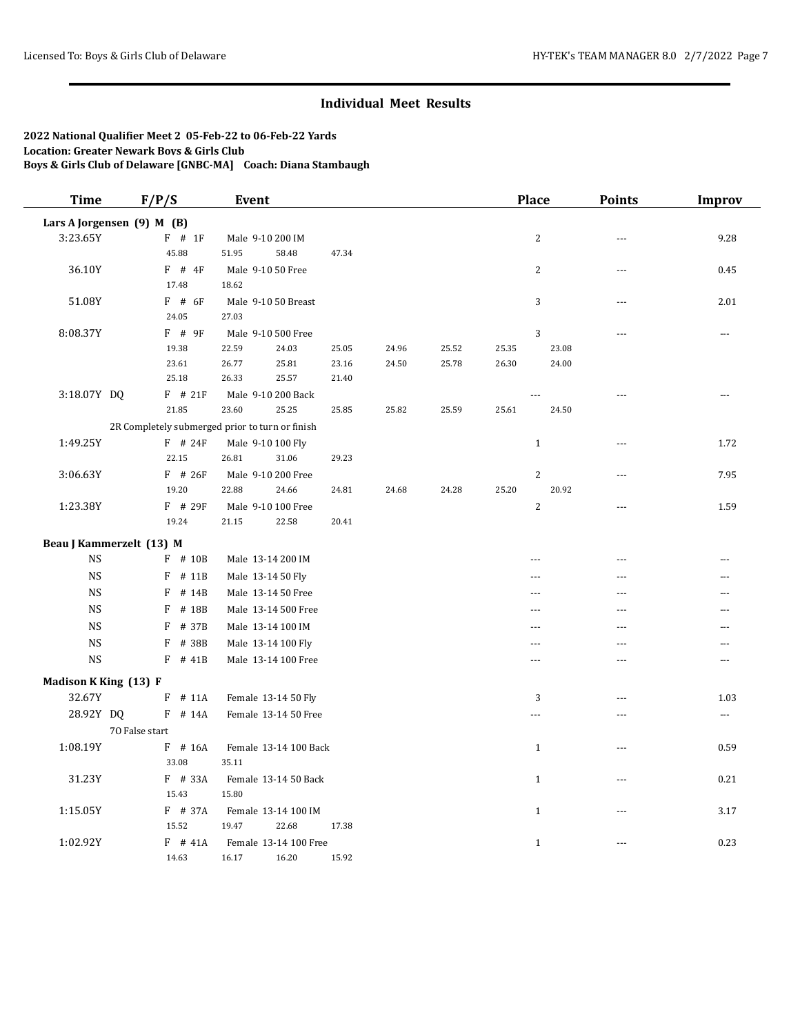## Individual Meet Results

**2022 National Qualifier Meet 2 05-Feb-22 to 06-Feb-22 Yards**
**Location: Greater Newark Boys & Girls Club**
**Boys & Girls Club of Delaware [GNBC-MA] Coach: Diana Stambaugh**

| Time | F/P/S | Event | Place | Points | Improv |
|---|---|---|---|---|---|
| **Lars A Jorgensen (9) M (B)** | | | | | |
| 3:23.65Y | F # 1F | Male 9-10 200 IM | 2 | --- | 9.28 |
| | 45.88 51.95 58.48 47.34 | | | | |
| 36.10Y | F # 4F | Male 9-10 50 Free | 2 | --- | 0.45 |
| | 17.48 18.62 | | | | |
| 51.08Y | F # 6F | Male 9-10 50 Breast | 3 | --- | 2.01 |
| | 24.05 27.03 | | | | |
| 8:08.37Y | F # 9F | Male 9-10 500 Free | 3 | --- | --- |
| | 19.38 22.59 24.03 25.05 24.96 25.52 25.35 23.08 | | | | |
| | 23.61 26.77 25.81 23.16 24.50 25.78 26.30 24.00 | | | | |
| | 25.18 26.33 25.57 21.40 | | | | |
| 3:18.07Y DQ | F # 21F | Male 9-10 200 Back | --- | --- | --- |
| | 21.85 23.60 25.25 25.85 25.82 25.59 25.61 24.50 | | | | |
| | 2R Completely submerged prior to turn or finish | | | | |
| 1:49.25Y | F # 24F | Male 9-10 100 Fly | 1 | --- | 1.72 |
| | 22.15 26.81 31.06 29.23 | | | | |
| 3:06.63Y | F # 26F | Male 9-10 200 Free | 2 | --- | 7.95 |
| | 19.20 22.88 24.66 24.81 24.68 24.28 25.20 20.92 | | | | |
| 1:23.38Y | F # 29F | Male 9-10 100 Free | 2 | --- | 1.59 |
| | 19.24 21.15 22.58 20.41 | | | | |
| **Beau J Kammerzelt (13) M** | | | | | |
| NS | F # 10B | Male 13-14 200 IM | --- | --- | --- |
| NS | F # 11B | Male 13-14 50 Fly | --- | --- | --- |
| NS | F # 14B | Male 13-14 50 Free | --- | --- | --- |
| NS | F # 18B | Male 13-14 500 Free | --- | --- | --- |
| NS | F # 37B | Male 13-14 100 IM | --- | --- | --- |
| NS | F # 38B | Male 13-14 100 Fly | --- | --- | --- |
| NS | F # 41B | Male 13-14 100 Free | --- | --- | --- |
| **Madison K King (13) F** | | | | | |
| 32.67Y | F # 11A | Female 13-14 50 Fly | 3 | --- | 1.03 |
| 28.92Y DQ | F # 14A | Female 13-14 50 Free | --- | --- | --- |
| | 7O False start | | | | |
| 1:08.19Y | F # 16A | Female 13-14 100 Back | 1 | --- | 0.59 |
| | 33.08 35.11 | | | | |
| 31.23Y | F # 33A | Female 13-14 50 Back | 1 | --- | 0.21 |
| | 15.43 15.80 | | | | |
| 1:15.05Y | F # 37A | Female 13-14 100 IM | 1 | --- | 3.17 |
| | 15.52 19.47 22.68 17.38 | | | | |
| 1:02.92Y | F # 41A | Female 13-14 100 Free | 1 | --- | 0.23 |
| | 14.63 16.17 16.20 15.92 | | | | |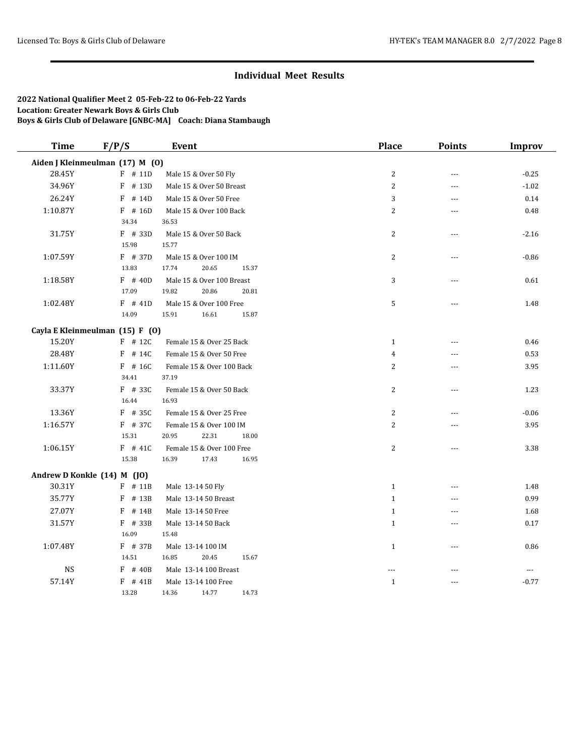## Individual Meet Results

**2022 National Qualifier Meet 2 05-Feb-22 to 06-Feb-22 Yards**
**Location: Greater Newark Boys & Girls Club**
**Boys & Girls Club of Delaware [GNBC-MA] Coach: Diana Stambaugh**

| Time | F/P/S | Event | Place | Points | Improv |
|---|---|---|---|---|---|
| **Aiden J Kleinmeulman (17) M (O)** | | | | | |
| 28.45Y | F # 11D | Male 15 & Over 50 Fly | 2 | --- | -0.25 |
| 34.96Y | F # 13D | Male 15 & Over 50 Breast | 2 | --- | -1.02 |
| 26.24Y | F # 14D | Male 15 & Over 50 Free | 3 | --- | 0.14 |
| 1:10.87Y | F # 16D | Male 15 & Over 100 Back | 2 | --- | 0.48 |
| | 34.34 | 36.53 | | | |
| 31.75Y | F # 33D | Male 15 & Over 50 Back | 2 | --- | -2.16 |
| | 15.98 | 15.77 | | | |
| 1:07.59Y | F # 37D | Male 15 & Over 100 IM | 2 | --- | -0.86 |
| | 13.83 | 17.74 20.65 15.37 | | | |
| 1:18.58Y | F # 40D | Male 15 & Over 100 Breast | 3 | --- | 0.61 |
| | 17.09 | 19.82 20.86 20.81 | | | |
| 1:02.48Y | F # 41D | Male 15 & Over 100 Free | 5 | --- | 1.48 |
| | 14.09 | 15.91 16.61 15.87 | | | |
| **Cayla E Kleinmeulman (15) F (O)** | | | | | |
| 15.20Y | F # 12C | Female 15 & Over 25 Back | 1 | --- | 0.46 |
| 28.48Y | F # 14C | Female 15 & Over 50 Free | 4 | --- | 0.53 |
| 1:11.60Y | F # 16C | Female 15 & Over 100 Back | 2 | --- | 3.95 |
| | 34.41 | 37.19 | | | |
| 33.37Y | F # 33C | Female 15 & Over 50 Back | 2 | --- | 1.23 |
| | 16.44 | 16.93 | | | |
| 13.36Y | F # 35C | Female 15 & Over 25 Free | 2 | --- | -0.06 |
| 1:16.57Y | F # 37C | Female 15 & Over 100 IM | 2 | --- | 3.95 |
| | 15.31 | 20.95 22.31 18.00 | | | |
| 1:06.15Y | F # 41C | Female 15 & Over 100 Free | 2 | --- | 3.38 |
| | 15.38 | 16.39 17.43 16.95 | | | |
| **Andrew D Konkle (14) M (JO)** | | | | | |
| 30.31Y | F # 11B | Male 13-14 50 Fly | 1 | --- | 1.48 |
| 35.77Y | F # 13B | Male 13-14 50 Breast | 1 | --- | 0.99 |
| 27.07Y | F # 14B | Male 13-14 50 Free | 1 | --- | 1.68 |
| 31.57Y | F # 33B | Male 13-14 50 Back | 1 | --- | 0.17 |
| | 16.09 | 15.48 | | | |
| 1:07.48Y | F # 37B | Male 13-14 100 IM | 1 | --- | 0.86 |
| | 14.51 | 16.85 20.45 15.67 | | | |
| NS | F # 40B | Male 13-14 100 Breast | --- | --- | --- |
| 57.14Y | F # 41B | Male 13-14 100 Free | 1 | --- | -0.77 |
| | 13.28 | 14.36 14.77 14.73 | | | |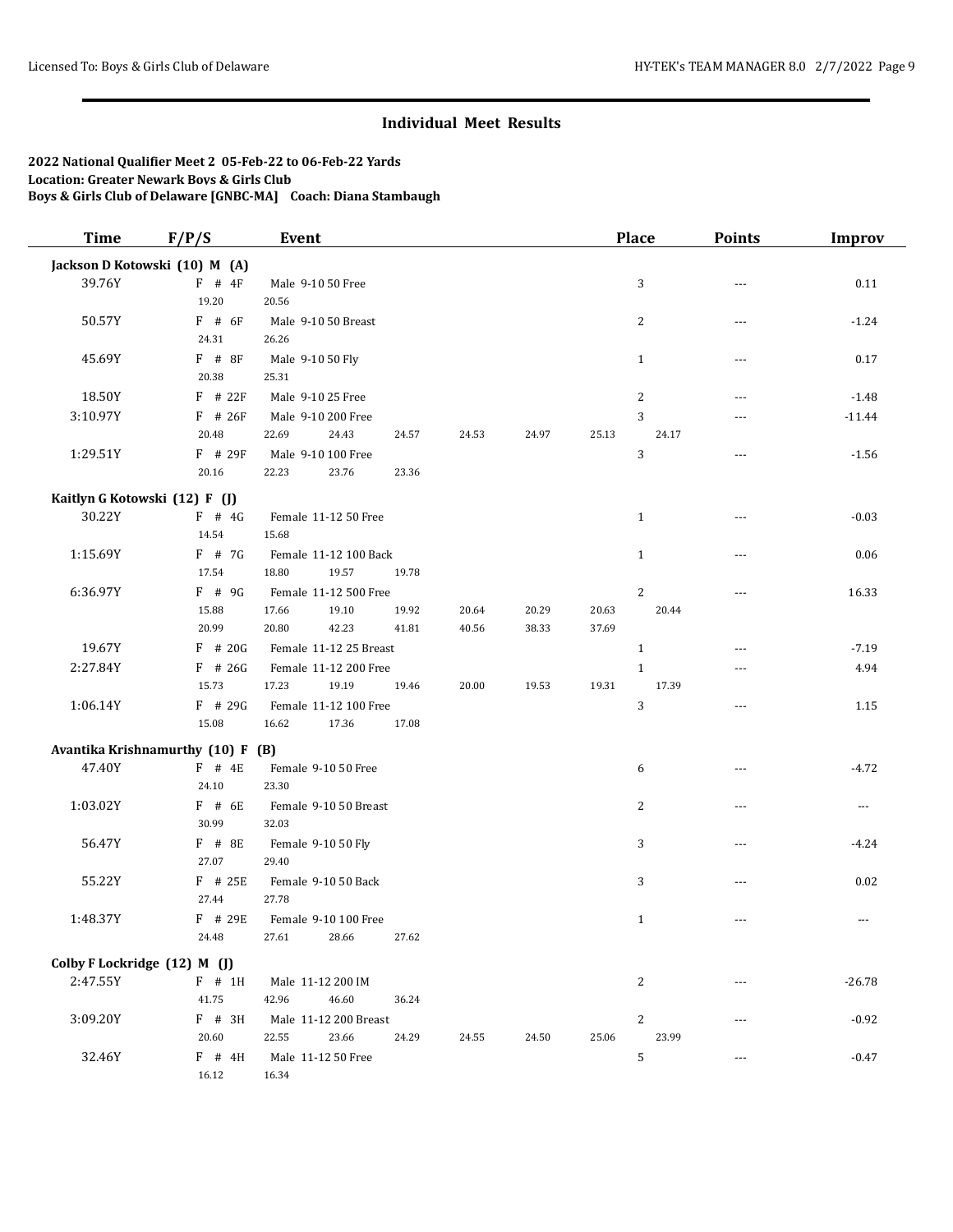## Individual Meet Results

**2022 National Qualifier Meet 2 05-Feb-22 to 06-Feb-22 Yards**
**Location: Greater Newark Boys & Girls Club**
**Boys & Girls Club of Delaware [GNBC-MA] Coach: Diana Stambaugh**

| Time | F/P/S | Event | Place | Points | Improv |
|---|---|---|---|---|---|
| **Jackson D Kotowski (10) M (A)** | | | | | |
| 39.76Y | F # 4F | Male 9-10 50 Free | 3 | --- | 0.11 |
| | 19.20 | 20.56 | | | |
| 50.57Y | F # 6F | Male 9-10 50 Breast | 2 | --- | -1.24 |
| | 24.31 | 26.26 | | | |
| 45.69Y | F # 8F | Male 9-10 50 Fly | 1 | --- | 0.17 |
| | 20.38 | 25.31 | | | |
| 18.50Y | F # 22F | Male 9-10 25 Free | 2 | --- | -1.48 |
| 3:10.97Y | F # 26F | Male 9-10 200 Free | 3 | --- | -11.44 |
| | 20.48 | 22.69 24.43 24.57 24.53 24.97 25.13 24.17 | | | |
| 1:29.51Y | F # 29F | Male 9-10 100 Free | 3 | --- | -1.56 |
| | 20.16 | 22.23 23.76 23.36 | | | |
| **Kaitlyn G Kotowski (12) F (J)** | | | | | |
| 30.22Y | F # 4G | Female 11-12 50 Free | 1 | --- | -0.03 |
| | 14.54 | 15.68 | | | |
| 1:15.69Y | F # 7G | Female 11-12 100 Back | 1 | --- | 0.06 |
| | 17.54 | 18.80 19.57 19.78 | | | |
| 6:36.97Y | F # 9G | Female 11-12 500 Free | 2 | --- | 16.33 |
| | 15.88 | 17.66 19.10 19.92 20.64 20.29 20.63 20.44 | | | |
| | 20.99 | 20.80 42.23 41.81 40.56 38.33 37.69 | | | |
| 19.67Y | F # 20G | Female 11-12 25 Breast | 1 | --- | -7.19 |
| 2:27.84Y | F # 26G | Female 11-12 200 Free | 1 | --- | 4.94 |
| | 15.73 | 17.23 19.19 19.46 20.00 19.53 19.31 17.39 | | | |
| 1:06.14Y | F # 29G | Female 11-12 100 Free | 3 | --- | 1.15 |
| | 15.08 | 16.62 17.36 17.08 | | | |
| **Avantika Krishnamurthy (10) F (B)** | | | | | |
| 47.40Y | F # 4E | Female 9-10 50 Free | 6 | --- | -4.72 |
| | 24.10 | 23.30 | | | |
| 1:03.02Y | F # 6E | Female 9-10 50 Breast | 2 | --- | --- |
| | 30.99 | 32.03 | | | |
| 56.47Y | F # 8E | Female 9-10 50 Fly | 3 | --- | -4.24 |
| | 27.07 | 29.40 | | | |
| 55.22Y | F # 25E | Female 9-10 50 Back | 3 | --- | 0.02 |
| | 27.44 | 27.78 | | | |
| 1:48.37Y | F # 29E | Female 9-10 100 Free | 1 | --- | --- |
| | 24.48 | 27.61 28.66 27.62 | | | |
| **Colby F Lockridge (12) M (J)** | | | | | |
| 2:47.55Y | F # 1H | Male 11-12 200 IM | 2 | --- | -26.78 |
| | 41.75 | 42.96 46.60 36.24 | | | |
| 3:09.20Y | F # 3H | Male 11-12 200 Breast | 2 | --- | -0.92 |
| | 20.60 | 22.55 23.66 24.29 24.55 24.50 25.06 23.99 | | | |
| 32.46Y | F # 4H | Male 11-12 50 Free | 5 | --- | -0.47 |
| | 16.12 | 16.34 | | | |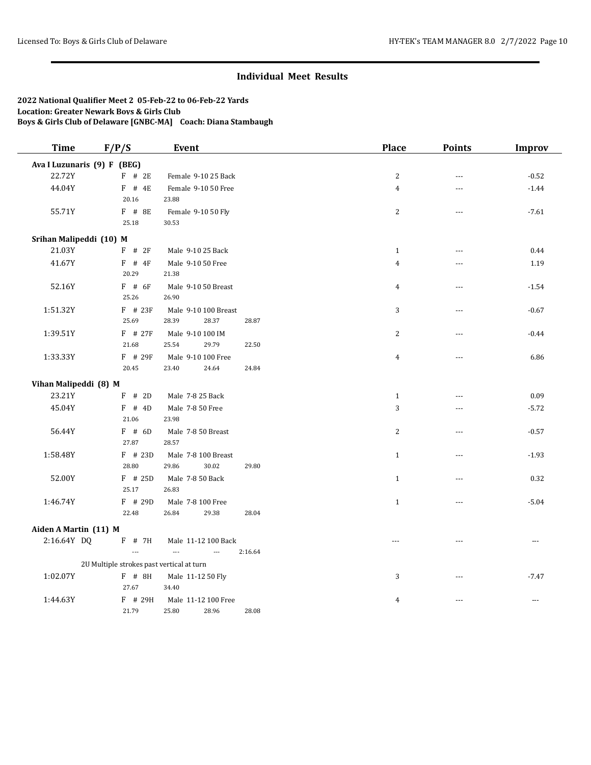## Individual Meet Results

**2022 National Qualifier Meet 2 05-Feb-22 to 06-Feb-22 Yards**
**Location: Greater Newark Boys & Girls Club**
**Boys & Girls Club of Delaware [GNBC-MA] Coach: Diana Stambaugh**

| Time | F/P/S | Event | | | | Place | Points | Improv |
|---|---|---|---|---|---|---|---|---|
| **Ava I Luzunaris (9) F (BEG)** | | | | | | | | |
| 22.72Y | F # 2E | Female 9-10 25 Back | | | | 2 | --- | -0.52 |
| 44.04Y | F # 4E | Female 9-10 50 Free | | | | 4 | --- | -1.44 |
| | 20.16 | 23.88 | | | | | | |
| 55.71Y | F # 8E | Female 9-10 50 Fly | | | | 2 | --- | -7.61 |
| | 25.18 | 30.53 | | | | | | |
| **Srihan Malipeddi (10) M** | | | | | | | | |
| 21.03Y | F # 2F | Male 9-10 25 Back | | | | 1 | --- | 0.44 |
| 41.67Y | F # 4F | Male 9-10 50 Free | | | | 4 | --- | 1.19 |
| | 20.29 | 21.38 | | | | | | |
| 52.16Y | F # 6F | Male 9-10 50 Breast | | | | 4 | --- | -1.54 |
| | 25.26 | 26.90 | | | | | | |
| 1:51.32Y | F # 23F | Male 9-10 100 Breast | | | | 3 | --- | -0.67 |
| | 25.69 | 28.39 | 28.37 | 28.87 | | | | |
| 1:39.51Y | F # 27F | Male 9-10 100 IM | | | | 2 | --- | -0.44 |
| | 21.68 | 25.54 | 29.79 | 22.50 | | | | |
| 1:33.33Y | F # 29F | Male 9-10 100 Free | | | | 4 | --- | 6.86 |
| | 20.45 | 23.40 | 24.64 | 24.84 | | | | |
| **Vihan Malipeddi (8) M** | | | | | | | | |
| 23.21Y | F # 2D | Male 7-8 25 Back | | | | 1 | --- | 0.09 |
| 45.04Y | F # 4D | Male 7-8 50 Free | | | | 3 | --- | -5.72 |
| | 21.06 | 23.98 | | | | | | |
| 56.44Y | F # 6D | Male 7-8 50 Breast | | | | 2 | --- | -0.57 |
| | 27.87 | 28.57 | | | | | | |
| 1:58.48Y | F # 23D | Male 7-8 100 Breast | | | | 1 | --- | -1.93 |
| | 28.80 | 29.86 | 30.02 | 29.80 | | | | |
| 52.00Y | F # 25D | Male 7-8 50 Back | | | | 1 | --- | 0.32 |
| | 25.17 | 26.83 | | | | | | |
| 1:46.74Y | F # 29D | Male 7-8 100 Free | | | | 1 | --- | -5.04 |
| | 22.48 | 26.84 | 29.38 | 28.04 | | | | |
| **Aiden A Martin (11) M** | | | | | | | | |
| 2:16.64Y DQ | F # 7H | Male 11-12 100 Back | | | | --- | --- | --- |
| | --- | --- | --- | 2:16.64 | | | | |
| | 2U Multiple strokes past vertical at turn | | | | | | | |
| 1:02.07Y | F # 8H | Male 11-12 50 Fly | | | | 3 | --- | -7.47 |
| | 27.67 | 34.40 | | | | | | |
| 1:44.63Y | F # 29H | Male 11-12 100 Free | | | | 4 | --- | --- |
| | 21.79 | 25.80 | 28.96 | 28.08 | | | | |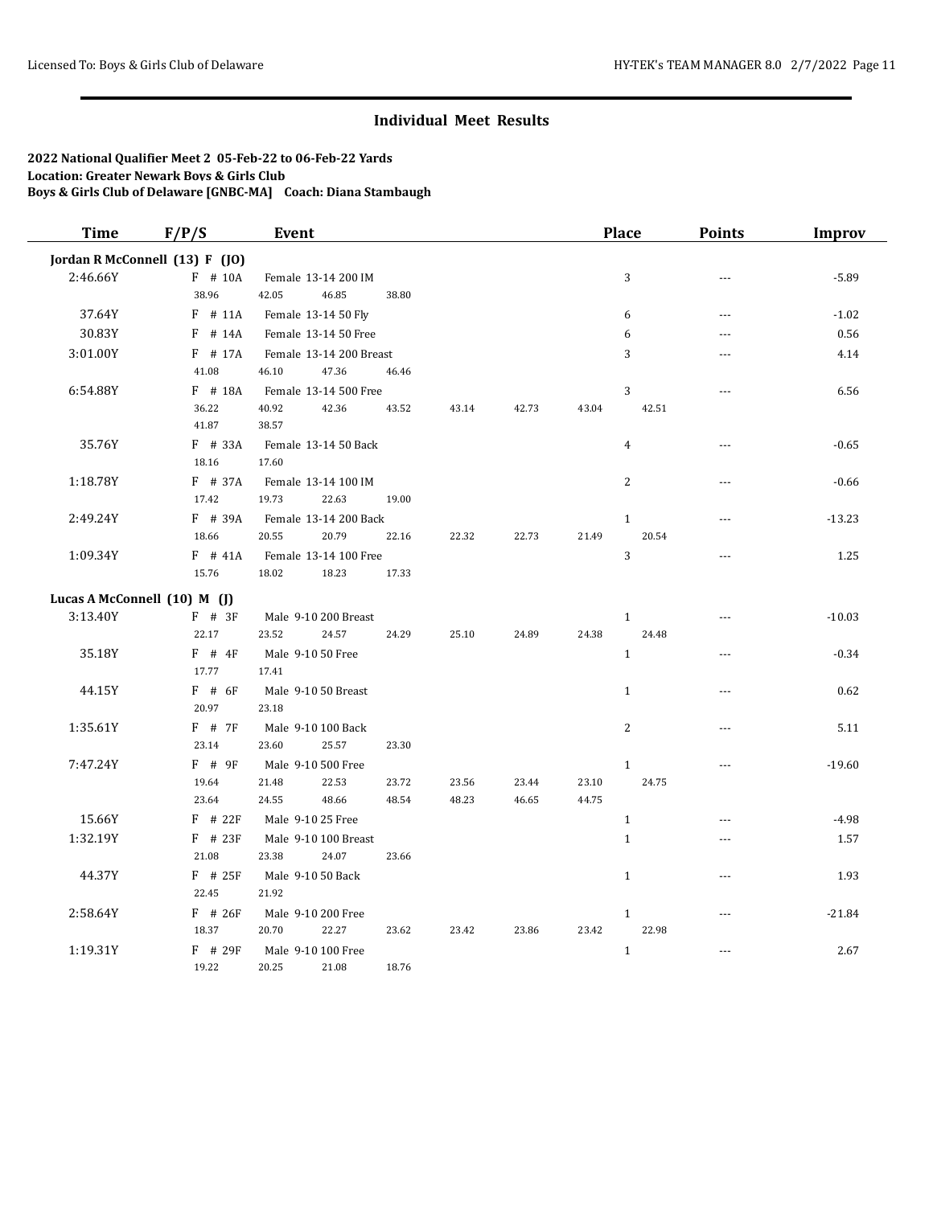## Individual Meet Results

**2022 National Qualifier Meet 2 05-Feb-22 to 06-Feb-22 Yards**
**Location: Greater Newark Boys & Girls Club**
**Boys & Girls Club of Delaware [GNBC-MA] Coach: Diana Stambaugh**

| Time | F/P/S | Event | Place | Points | Improv |
|---|---|---|---|---|---|
| **Jordan R McConnell (13) F (JO)** | | | | | |
| 2:46.66Y | F # 10A | Female 13-14 200 IM | 3 | --- | -5.89 |
| | 38.96 | 42.05 46.85 38.80 | | | |
| 37.64Y | F # 11A | Female 13-14 50 Fly | 6 | --- | -1.02 |
| 30.83Y | F # 14A | Female 13-14 50 Free | 6 | --- | 0.56 |
| 3:01.00Y | F # 17A | Female 13-14 200 Breast | 3 | --- | 4.14 |
| | 41.08 | 46.10 47.36 46.46 | | | |
| 6:54.88Y | F # 18A | Female 13-14 500 Free | 3 | --- | 6.56 |
| | 36.22 | 40.92 42.36 43.52 43.14 42.73 43.04 42.51 | | | |
| | 41.87 | 38.57 | | | |
| 35.76Y | F # 33A | Female 13-14 50 Back | 4 | --- | -0.65 |
| | 18.16 | 17.60 | | | |
| 1:18.78Y | F # 37A | Female 13-14 100 IM | 2 | --- | -0.66 |
| | 17.42 | 19.73 22.63 19.00 | | | |
| 2:49.24Y | F # 39A | Female 13-14 200 Back | 1 | --- | -13.23 |
| | 18.66 | 20.55 20.79 22.16 22.32 22.73 21.49 20.54 | | | |
| 1:09.34Y | F # 41A | Female 13-14 100 Free | 3 | --- | 1.25 |
| | 15.76 | 18.02 18.23 17.33 | | | |
| **Lucas A McConnell (10) M (J)** | | | | | |
| 3:13.40Y | F # 3F | Male 9-10 200 Breast | 1 | --- | -10.03 |
| | 22.17 | 23.52 24.57 24.29 25.10 24.89 24.38 24.48 | | | |
| 35.18Y | F # 4F | Male 9-10 50 Free | 1 | --- | -0.34 |
| | 17.77 | 17.41 | | | |
| 44.15Y | F # 6F | Male 9-10 50 Breast | 1 | --- | 0.62 |
| | 20.97 | 23.18 | | | |
| 1:35.61Y | F # 7F | Male 9-10 100 Back | 2 | --- | 5.11 |
| | 23.14 | 23.60 25.57 23.30 | | | |
| 7:47.24Y | F # 9F | Male 9-10 500 Free | 1 | --- | -19.60 |
| | 19.64 | 21.48 22.53 23.72 23.56 23.44 23.10 24.75 | | | |
| | 23.64 | 24.55 48.66 48.54 48.23 46.65 44.75 | | | |
| 15.66Y | F # 22F | Male 9-10 25 Free | 1 | --- | -4.98 |
| 1:32.19Y | F # 23F | Male 9-10 100 Breast | 1 | --- | 1.57 |
| | 21.08 | 23.38 24.07 23.66 | | | |
| 44.37Y | F # 25F | Male 9-10 50 Back | 1 | --- | 1.93 |
| | 22.45 | 21.92 | | | |
| 2:58.64Y | F # 26F | Male 9-10 200 Free | 1 | --- | -21.84 |
| | 18.37 | 20.70 22.27 23.62 23.42 23.86 23.42 22.98 | | | |
| 1:19.31Y | F # 29F | Male 9-10 100 Free | 1 | --- | 2.67 |
| | 19.22 | 20.25 21.08 18.76 | | | |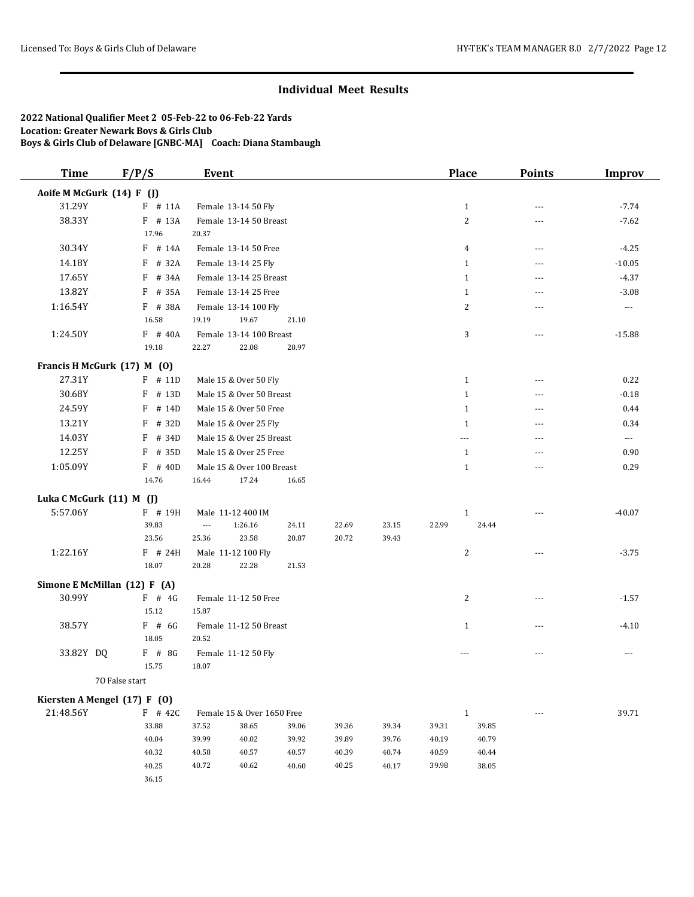## Individual Meet Results

**2022 National Qualifier Meet 2 05-Feb-22 to 06-Feb-22 Yards**
**Location: Greater Newark Boys & Girls Club**
**Boys & Girls Club of Delaware [GNBC-MA] Coach: Diana Stambaugh**

| Time | F/P/S | Event | Place | Points | Improv |
|---|---|---|---|---|---|
| **Aoife M McGurk (14) F (J)** | | | | | |
| 31.29Y | F # 11A | Female 13-14 50 Fly | 1 | --- | -7.74 |
| 38.33Y | F # 13A | Female 13-14 50 Breast | 2 | --- | -7.62 |
| | 17.96 | 20.37 | | | |
| 30.34Y | F # 14A | Female 13-14 50 Free | 4 | --- | -4.25 |
| 14.18Y | F # 32A | Female 13-14 25 Fly | 1 | --- | -10.05 |
| 17.65Y | F # 34A | Female 13-14 25 Breast | 1 | --- | -4.37 |
| 13.82Y | F # 35A | Female 13-14 25 Free | 1 | --- | -3.08 |
| 1:16.54Y | F # 38A | Female 13-14 100 Fly | 2 | --- | --- |
| | 16.58 | 19.19 19.67 21.10 | | | |
| 1:24.50Y | F # 40A | Female 13-14 100 Breast | 3 | --- | -15.88 |
| | 19.18 | 22.27 22.08 20.97 | | | |
| **Francis H McGurk (17) M (O)** | | | | | |
| 27.31Y | F # 11D | Male 15 & Over 50 Fly | 1 | --- | 0.22 |
| 30.68Y | F # 13D | Male 15 & Over 50 Breast | 1 | --- | -0.18 |
| 24.59Y | F # 14D | Male 15 & Over 50 Free | 1 | --- | 0.44 |
| 13.21Y | F # 32D | Male 15 & Over 25 Fly | 1 | --- | 0.34 |
| 14.03Y | F # 34D | Male 15 & Over 25 Breast | --- | --- | --- |
| 12.25Y | F # 35D | Male 15 & Over 25 Free | 1 | --- | 0.90 |
| 1:05.09Y | F # 40D | Male 15 & Over 100 Breast | 1 | --- | 0.29 |
| | 14.76 | 16.44 17.24 16.65 | | | |
| **Luka C McGurk (11) M (J)** | | | | | |
| 5:57.06Y | F # 19H | Male 11-12 400 IM | 1 | --- | -40.07 |
| | 39.83 | --- 1:26.16 24.11 22.69 23.15 22.99 24.44 | | | |
| | 23.56 | 25.36 23.58 20.87 20.72 39.43 | | | |
| 1:22.16Y | F # 24H | Male 11-12 100 Fly | 2 | --- | -3.75 |
| | 18.07 | 20.28 22.28 21.53 | | | |
| **Simone E McMillan (12) F (A)** | | | | | |
| 30.99Y | F # 4G | Female 11-12 50 Free | 2 | --- | -1.57 |
| | 15.12 | 15.87 | | | |
| 38.57Y | F # 6G | Female 11-12 50 Breast | 1 | --- | -4.10 |
| | 18.05 | 20.52 | | | |
| 33.82Y DQ | F # 8G | Female 11-12 50 Fly | --- | --- | --- |
| | 15.75 | 18.07 | | | |
| | 7O False start | | | | |
| **Kiersten A Mengel (17) F (O)** | | | | | |
| 21:48.56Y | F # 42C | Female 15 & Over 1650 Free | 1 | --- | 39.71 |
| | 33.88 | 37.52 38.65 39.06 39.36 39.34 39.31 39.85 | | | |
| | 40.04 | 39.99 40.02 39.92 39.89 39.76 40.19 40.79 | | | |
| | 40.32 | 40.58 40.57 40.57 40.39 40.74 40.59 40.44 | | | |
| | 40.25 | 40.72 40.62 40.60 40.25 40.17 39.98 38.05 | | | |
| | 36.15 | | | | |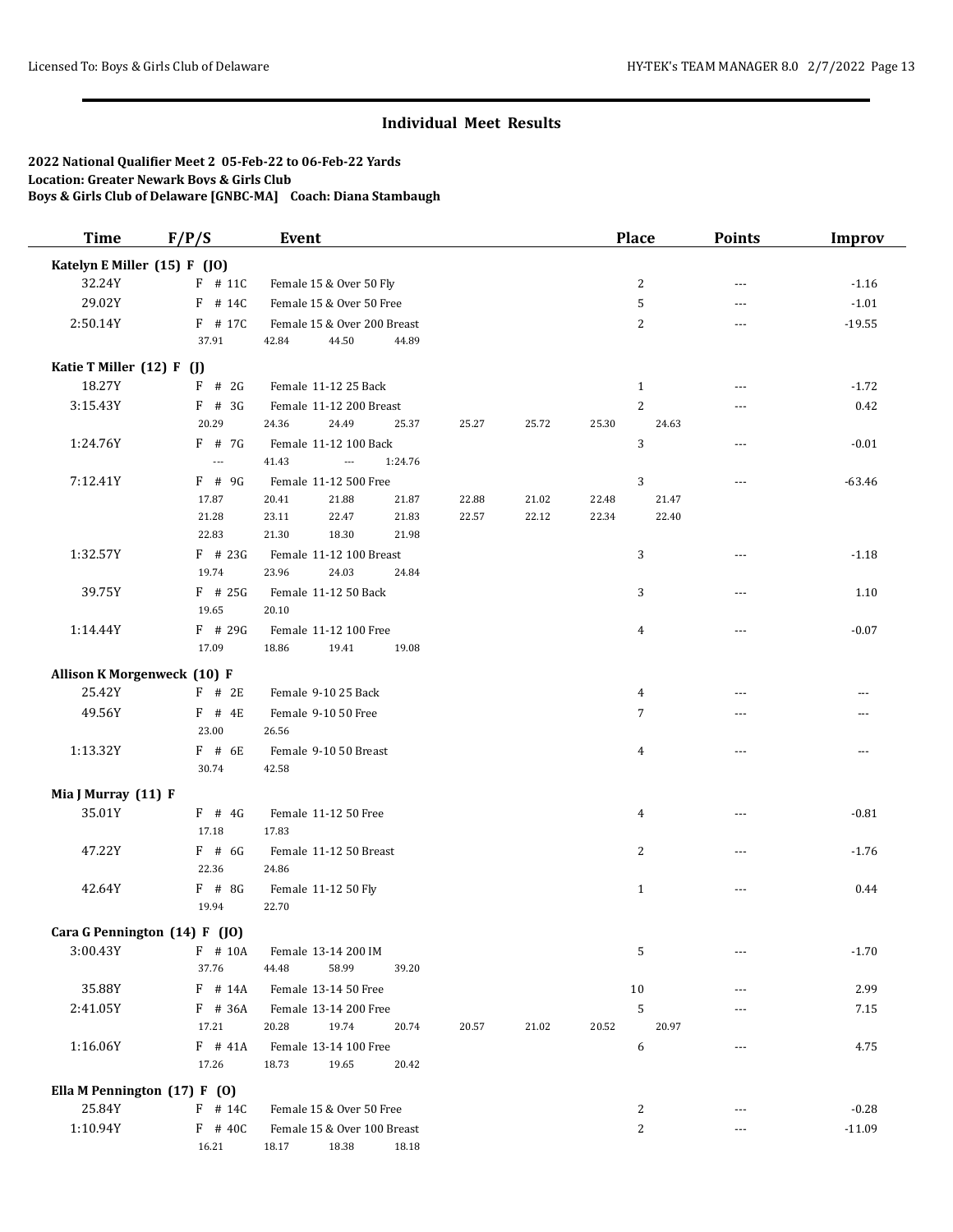## Individual Meet Results

**2022 National Qualifier Meet 2 05-Feb-22 to 06-Feb-22 Yards**
**Location: Greater Newark Boys & Girls Club**
**Boys & Girls Club of Delaware [GNBC-MA] Coach: Diana Stambaugh**

| Time | F/P/S | Event | Place | Points | Improv |
|---|---|---|---|---|---|
| **Katelyn E Miller (15) F (JO)** | | | | | |
| 32.24Y | F # 11C | Female 15 & Over 50 Fly | 2 | --- | -1.16 |
| 29.02Y | F # 14C | Female 15 & Over 50 Free | 5 | --- | -1.01 |
| 2:50.14Y | F # 17C | Female 15 & Over 200 Breast | 2 | --- | -19.55 |
| | 37.91 | 42.84 44.50 44.89 | | | |
| **Katie T Miller (12) F (J)** | | | | | |
| 18.27Y | F # 2G | Female 11-12 25 Back | 1 | --- | -1.72 |
| 3:15.43Y | F # 3G | Female 11-12 200 Breast | 2 | --- | 0.42 |
| | 20.29 | 24.36 24.49 25.37 25.27 25.72 25.30 24.63 | | | |
| 1:24.76Y | F # 7G | Female 11-12 100 Back | 3 | --- | -0.01 |
| | --- | 41.43 --- 1:24.76 | | | |
| 7:12.41Y | F # 9G | Female 11-12 500 Free | 3 | --- | -63.46 |
| | 17.87 | 20.41 21.88 21.87 22.88 21.02 22.48 21.47 | | | |
| | 21.28 | 23.11 22.47 21.83 22.57 22.12 22.34 22.40 | | | |
| | 22.83 | 21.30 18.30 21.98 | | | |
| 1:32.57Y | F # 23G | Female 11-12 100 Breast | 3 | --- | -1.18 |
| | 19.74 | 23.96 24.03 24.84 | | | |
| 39.75Y | F # 25G | Female 11-12 50 Back | 3 | --- | 1.10 |
| | 19.65 | 20.10 | | | |
| 1:14.44Y | F # 29G | Female 11-12 100 Free | 4 | --- | -0.07 |
| | 17.09 | 18.86 19.41 19.08 | | | |
| **Allison K Morgenweck (10) F** | | | | | |
| 25.42Y | F # 2E | Female 9-10 25 Back | 4 | --- | --- |
| 49.56Y | F # 4E | Female 9-10 50 Free | 7 | --- | --- |
| | 23.00 | 26.56 | | | |
| 1:13.32Y | F # 6E | Female 9-10 50 Breast | 4 | --- | --- |
| | 30.74 | 42.58 | | | |
| **Mia J Murray (11) F** | | | | | |
| 35.01Y | F # 4G | Female 11-12 50 Free | 4 | --- | -0.81 |
| | 17.18 | 17.83 | | | |
| 47.22Y | F # 6G | Female 11-12 50 Breast | 2 | --- | -1.76 |
| | 22.36 | 24.86 | | | |
| 42.64Y | F # 8G | Female 11-12 50 Fly | 1 | --- | 0.44 |
| | 19.94 | 22.70 | | | |
| **Cara G Pennington (14) F (JO)** | | | | | |
| 3:00.43Y | F # 10A | Female 13-14 200 IM | 5 | --- | -1.70 |
| | 37.76 | 44.48 58.99 39.20 | | | |
| 35.88Y | F # 14A | Female 13-14 50 Free | 10 | --- | 2.99 |
| 2:41.05Y | F # 36A | Female 13-14 200 Free | 5 | --- | 7.15 |
| | 17.21 | 20.28 19.74 20.74 20.57 21.02 20.52 20.97 | | | |
| 1:16.06Y | F # 41A | Female 13-14 100 Free | 6 | --- | 4.75 |
| | 17.26 | 18.73 19.65 20.42 | | | |
| **Ella M Pennington (17) F (O)** | | | | | |
| 25.84Y | F # 14C | Female 15 & Over 50 Free | 2 | --- | -0.28 |
| 1:10.94Y | F # 40C | Female 15 & Over 100 Breast | 2 | --- | -11.09 |
| | 16.21 | 18.17 18.38 18.18 | | | |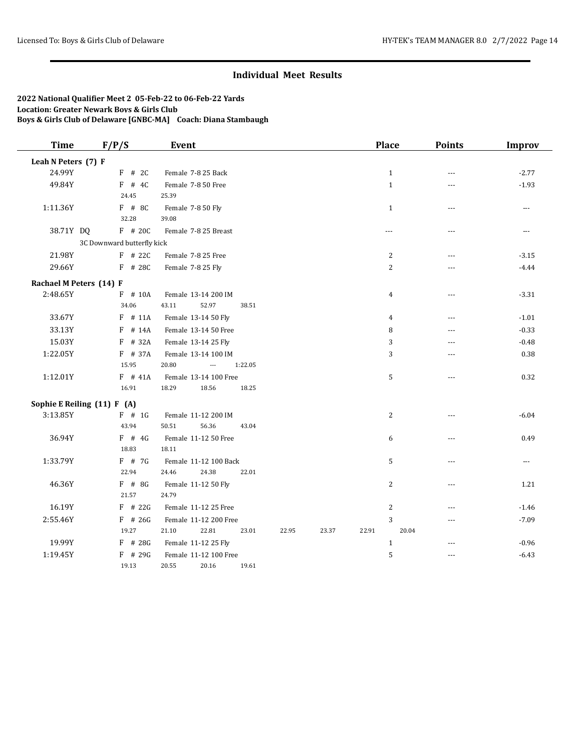## Individual Meet Results

**2022 National Qualifier Meet 2 05-Feb-22 to 06-Feb-22 Yards**
**Location: Greater Newark Boys & Girls Club**
**Boys & Girls Club of Delaware [GNBC-MA] Coach: Diana Stambaugh**

| Time | F/P/S | Event | Place | Points | Improv |
|---|---|---|---|---|---|
| **Leah N Peters (7) F** | | | | | |
| 24.99Y | F # 2C | Female 7-8 25 Back | 1 | --- | -2.77 |
| 49.84Y | F # 4C | Female 7-8 50 Free | 1 | --- | -1.93 |
| | 24.45 | 25.39 | | | |
| 1:11.36Y | F # 8C | Female 7-8 50 Fly | 1 | --- | --- |
| | 32.28 | 39.08 | | | |
| 38.71Y DQ | F # 20C | Female 7-8 25 Breast | --- | --- | --- |
| | 3C Downward butterfly kick | | | | |
| 21.98Y | F # 22C | Female 7-8 25 Free | 2 | --- | -3.15 |
| 29.66Y | F # 28C | Female 7-8 25 Fly | 2 | --- | -4.44 |
| **Rachael M Peters (14) F** | | | | | |
| 2:48.65Y | F # 10A | Female 13-14 200 IM | 4 | --- | -3.31 |
| | 34.06 | 43.11 52.97 38.51 | | | |
| 33.67Y | F # 11A | Female 13-14 50 Fly | 4 | --- | -1.01 |
| 33.13Y | F # 14A | Female 13-14 50 Free | 8 | --- | -0.33 |
| 15.03Y | F # 32A | Female 13-14 25 Fly | 3 | --- | -0.48 |
| 1:22.05Y | F # 37A | Female 13-14 100 IM | 3 | --- | 0.38 |
| | 15.95 | 20.80 --- 1:22.05 | | | |
| 1:12.01Y | F # 41A | Female 13-14 100 Free | 5 | --- | 0.32 |
| | 16.91 | 18.29 18.56 18.25 | | | |
| **Sophie E Reiling (11) F (A)** | | | | | |
| 3:13.85Y | F # 1G | Female 11-12 200 IM | 2 | --- | -6.04 |
| | 43.94 | 50.51 56.36 43.04 | | | |
| 36.94Y | F # 4G | Female 11-12 50 Free | 6 | --- | 0.49 |
| | 18.83 | 18.11 | | | |
| 1:33.79Y | F # 7G | Female 11-12 100 Back | 5 | --- | --- |
| | 22.94 | 24.46 24.38 22.01 | | | |
| 46.36Y | F # 8G | Female 11-12 50 Fly | 2 | --- | 1.21 |
| | 21.57 | 24.79 | | | |
| 16.19Y | F # 22G | Female 11-12 25 Free | 2 | --- | -1.46 |
| 2:55.46Y | F # 26G | Female 11-12 200 Free | 3 | --- | -7.09 |
| | 19.27 | 21.10 22.81 23.01 22.95 23.37 22.91 20.04 | | | |
| 19.99Y | F # 28G | Female 11-12 25 Fly | 1 | --- | -0.96 |
| 1:19.45Y | F # 29G | Female 11-12 100 Free | 5 | --- | -6.43 |
| | 19.13 | 20.55 20.16 19.61 | | | |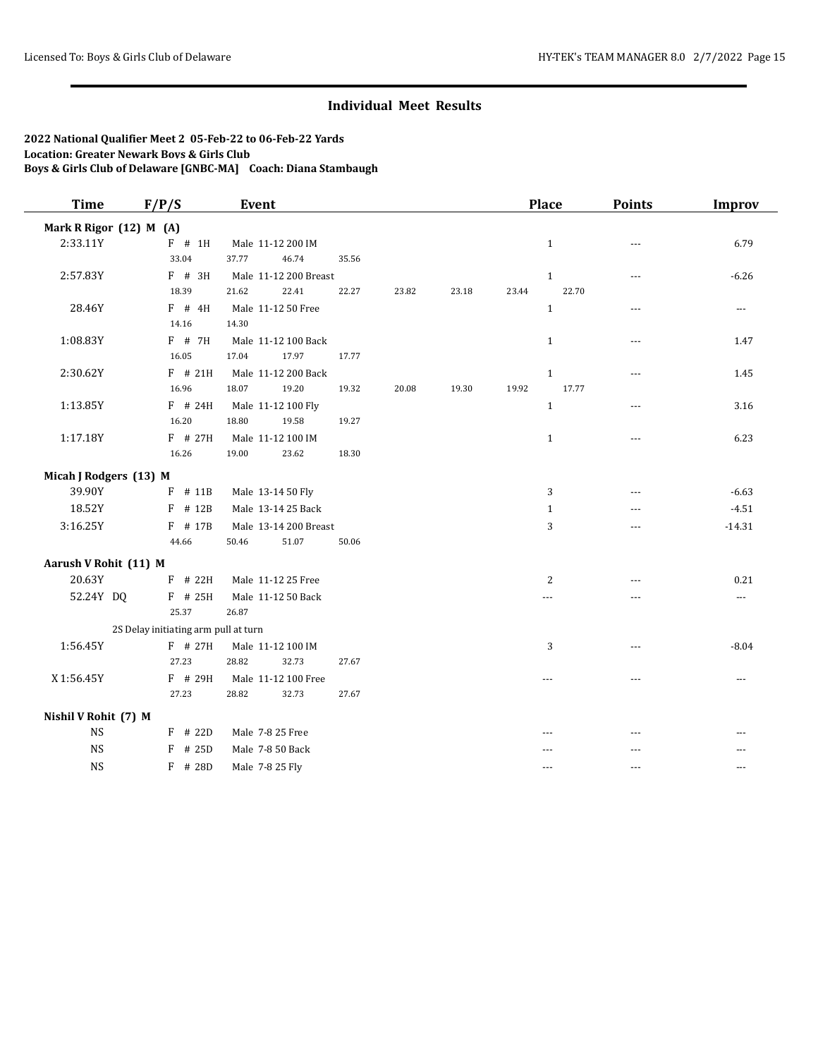## Individual Meet Results

**2022 National Qualifier Meet 2 05-Feb-22 to 06-Feb-22 Yards**
**Location: Greater Newark Boys & Girls Club**
**Boys & Girls Club of Delaware [GNBC-MA] Coach: Diana Stambaugh**

| Time | F/P/S | Event | Place | Points | Improv |
|---|---|---|---|---|---|
| **Mark R Rigor (12) M (A)** | | | | | |
| 2:33.11Y | F # 1H | Male 11-12 200 IM | 1 | --- | 6.79 |
| | 33.04 37.77 46.74 35.56 | | | | |
| 2:57.83Y | F # 3H | Male 11-12 200 Breast | 1 | --- | -6.26 |
| | 18.39 21.62 22.41 22.27 23.82 23.18 23.44 22.70 | | | | |
| 28.46Y | F # 4H | Male 11-12 50 Free | 1 | --- | --- |
| | 14.16 14.30 | | | | |
| 1:08.83Y | F # 7H | Male 11-12 100 Back | 1 | --- | 1.47 |
| | 16.05 17.04 17.97 17.77 | | | | |
| 2:30.62Y | F # 21H | Male 11-12 200 Back | 1 | --- | 1.45 |
| | 16.96 18.07 19.20 19.32 20.08 19.30 19.92 17.77 | | | | |
| 1:13.85Y | F # 24H | Male 11-12 100 Fly | 1 | --- | 3.16 |
| | 16.20 18.80 19.58 19.27 | | | | |
| 1:17.18Y | F # 27H | Male 11-12 100 IM | 1 | --- | 6.23 |
| | 16.26 19.00 23.62 18.30 | | | | |
| **Micah J Rodgers (13) M** | | | | | |
| 39.90Y | F # 11B | Male 13-14 50 Fly | 3 | --- | -6.63 |
| 18.52Y | F # 12B | Male 13-14 25 Back | 1 | --- | -4.51 |
| 3:16.25Y | F # 17B | Male 13-14 200 Breast | 3 | --- | -14.31 |
| | 44.66 50.46 51.07 50.06 | | | | |
| **Aarush V Rohit (11) M** | | | | | |
| 20.63Y | F # 22H | Male 11-12 25 Free | 2 | --- | 0.21 |
| 52.24Y DQ | F # 25H | Male 11-12 50 Back | --- | --- | --- |
| | 25.37 26.87 | | | | |
| | 2S Delay initiating arm pull at turn | | | | |
| 1:56.45Y | F # 27H | Male 11-12 100 IM | 3 | --- | -8.04 |
| | 27.23 28.82 32.73 27.67 | | | | |
| X 1:56.45Y | F # 29H | Male 11-12 100 Free | --- | --- | --- |
| | 27.23 28.82 32.73 27.67 | | | | |
| **Nishil V Rohit (7) M** | | | | | |
| NS | F # 22D | Male 7-8 25 Free | --- | --- | --- |
| NS | F # 25D | Male 7-8 50 Back | --- | --- | --- |
| NS | F # 28D | Male 7-8 25 Fly | --- | --- | --- |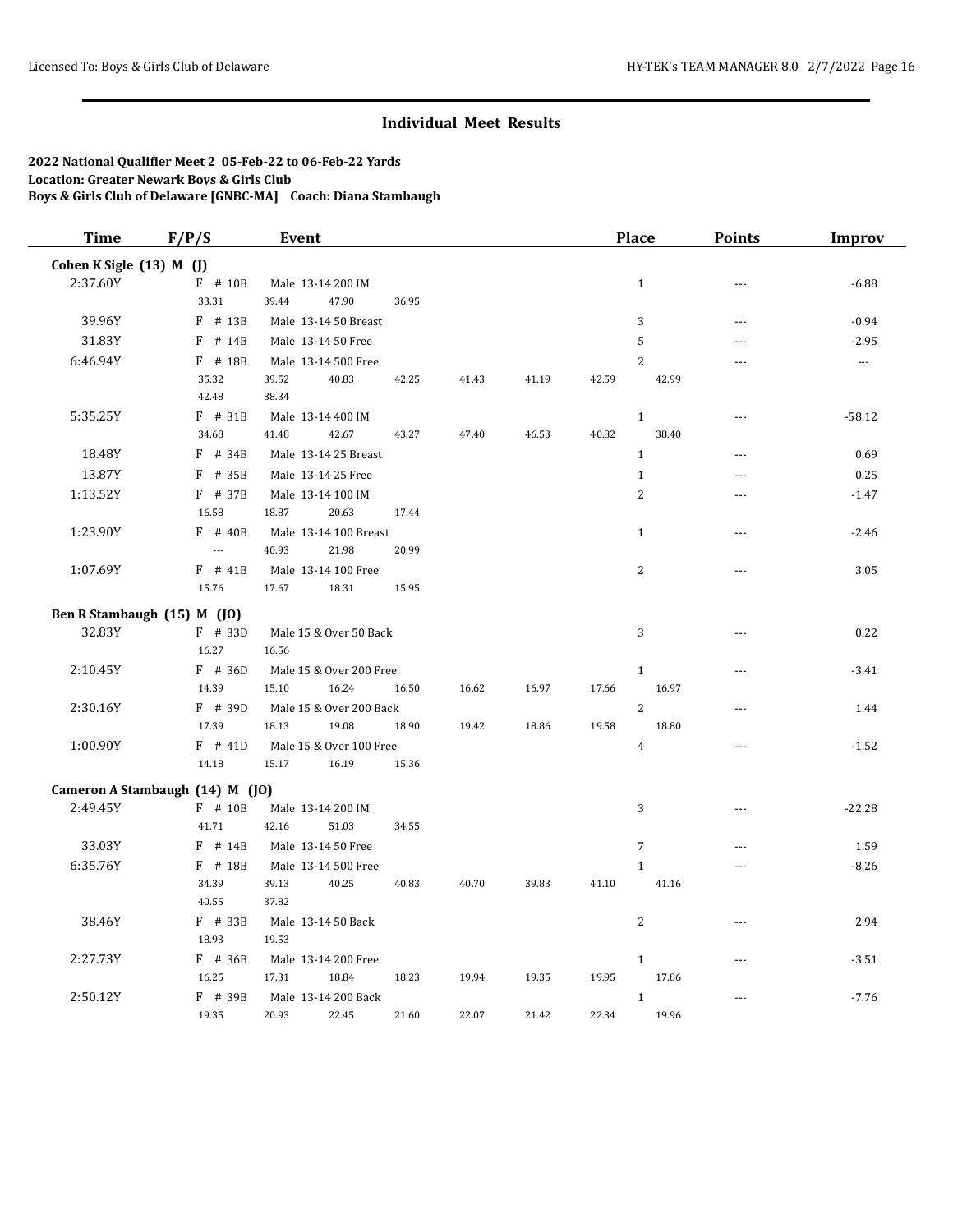## Individual Meet Results

**2022 National Qualifier Meet 2 05-Feb-22 to 06-Feb-22 Yards**
**Location: Greater Newark Boys & Girls Club**
**Boys & Girls Club of Delaware [GNBC-MA] Coach: Diana Stambaugh**

| Time | F/P/S | Event | Place | Points | Improv |
|---|---|---|---|---|---|
| **Cohen K Sigle (13) M (J)** | | | | | |
| 2:37.60Y | F # 10B | Male 13-14 200 IM | 1 | --- | -6.88 |
| | 33.31 | 39.44 47.90 36.95 | | | |
| 39.96Y | F # 13B | Male 13-14 50 Breast | 3 | --- | -0.94 |
| 31.83Y | F # 14B | Male 13-14 50 Free | 5 | --- | -2.95 |
| 6:46.94Y | F # 18B | Male 13-14 500 Free | 2 | --- | --- |
| | 35.32 | 39.52 40.83 42.25 41.43 41.19 42.59 42.99 | | | |
| | 42.48 | 38.34 | | | |
| 5:35.25Y | F # 31B | Male 13-14 400 IM | 1 | --- | -58.12 |
| | 34.68 | 41.48 42.67 43.27 47.40 46.53 40.82 38.40 | | | |
| 18.48Y | F # 34B | Male 13-14 25 Breast | 1 | --- | 0.69 |
| 13.87Y | F # 35B | Male 13-14 25 Free | 1 | --- | 0.25 |
| 1:13.52Y | F # 37B | Male 13-14 100 IM | 2 | --- | -1.47 |
| | 16.58 | 18.87 20.63 17.44 | | | |
| 1:23.90Y | F # 40B | Male 13-14 100 Breast | 1 | --- | -2.46 |
| | --- | 40.93 21.98 20.99 | | | |
| 1:07.69Y | F # 41B | Male 13-14 100 Free | 2 | --- | 3.05 |
| | 15.76 | 17.67 18.31 15.95 | | | |
| **Ben R Stambaugh (15) M (JO)** | | | | | |
| 32.83Y | F # 33D | Male 15 & Over 50 Back | 3 | --- | 0.22 |
| | 16.27 | 16.56 | | | |
| 2:10.45Y | F # 36D | Male 15 & Over 200 Free | 1 | --- | -3.41 |
| | 14.39 | 15.10 16.24 16.50 16.62 16.97 17.66 16.97 | | | |
| 2:30.16Y | F # 39D | Male 15 & Over 200 Back | 2 | --- | 1.44 |
| | 17.39 | 18.13 19.08 18.90 19.42 18.86 19.58 18.80 | | | |
| 1:00.90Y | F # 41D | Male 15 & Over 100 Free | 4 | --- | -1.52 |
| | 14.18 | 15.17 16.19 15.36 | | | |
| **Cameron A Stambaugh (14) M (JO)** | | | | | |
| 2:49.45Y | F # 10B | Male 13-14 200 IM | 3 | --- | -22.28 |
| | 41.71 | 42.16 51.03 34.55 | | | |
| 33.03Y | F # 14B | Male 13-14 50 Free | 7 | --- | 1.59 |
| 6:35.76Y | F # 18B | Male 13-14 500 Free | 1 | --- | -8.26 |
| | 34.39 | 39.13 40.25 40.83 40.70 39.83 41.10 41.16 | | | |
| | 40.55 | 37.82 | | | |
| 38.46Y | F # 33B | Male 13-14 50 Back | 2 | --- | 2.94 |
| | 18.93 | 19.53 | | | |
| 2:27.73Y | F # 36B | Male 13-14 200 Free | 1 | --- | -3.51 |
| | 16.25 | 17.31 18.84 18.23 19.94 19.35 19.95 17.86 | | | |
| 2:50.12Y | F # 39B | Male 13-14 200 Back | 1 | --- | -7.76 |
| | 19.35 | 20.93 22.45 21.60 22.07 21.42 22.34 19.96 | | | |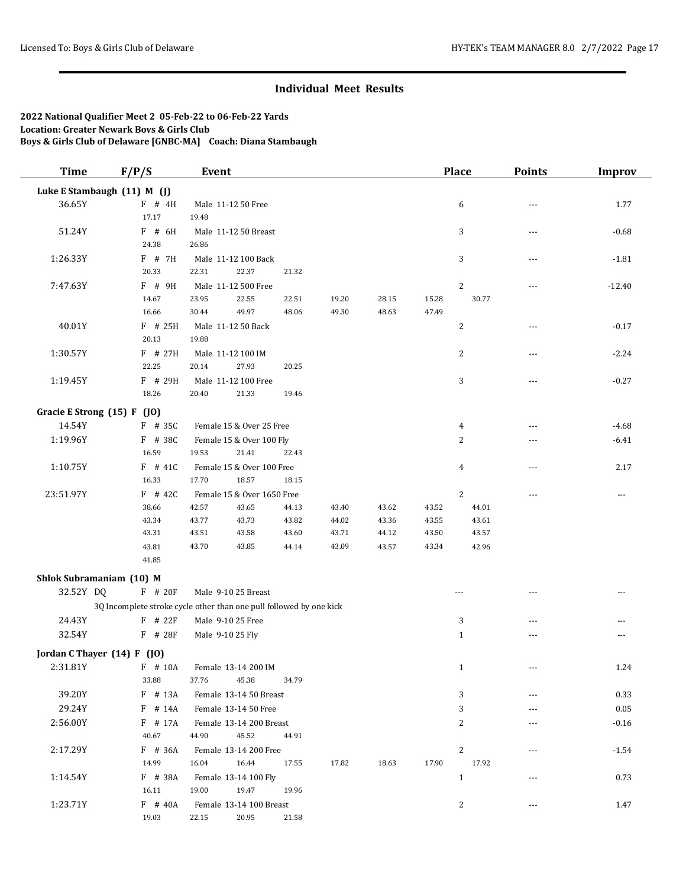## Individual Meet Results

**2022 National Qualifier Meet 2 05-Feb-22 to 06-Feb-22 Yards**
**Location: Greater Newark Boys & Girls Club**
**Boys & Girls Club of Delaware [GNBC-MA] Coach: Diana Stambaugh**

| Time | F/P/S | Event | Place | Points | Improv |
|---|---|---|---|---|---|
| **Luke E Stambaugh (11) M (J)** | | | | | |
| 36.65Y | F # 4H | Male 11-12 50 Free | 6 | --- | 1.77 |
| | 17.17 | 19.48 | | | |
| 51.24Y | F # 6H | Male 11-12 50 Breast | 3 | --- | -0.68 |
| | 24.38 | 26.86 | | | |
| 1:26.33Y | F # 7H | Male 11-12 100 Back | 3 | --- | -1.81 |
| | 20.33 | 22.31 22.37 21.32 | | | |
| 7:47.63Y | F # 9H | Male 11-12 500 Free | 2 | --- | -12.40 |
| | 14.67 | 23.95 22.55 22.51 19.20 28.15 15.28 30.77 | | | |
| | 16.66 | 30.44 49.97 48.06 49.30 48.63 47.49 | | | |
| 40.01Y | F # 25H | Male 11-12 50 Back | 2 | --- | -0.17 |
| | 20.13 | 19.88 | | | |
| 1:30.57Y | F # 27H | Male 11-12 100 IM | 2 | --- | -2.24 |
| | 22.25 | 20.14 27.93 20.25 | | | |
| 1:19.45Y | F # 29H | Male 11-12 100 Free | 3 | --- | -0.27 |
| | 18.26 | 20.40 21.33 19.46 | | | |
| **Gracie E Strong (15) F (JO)** | | | | | |
| 14.54Y | F # 35C | Female 15 & Over 25 Free | 4 | --- | -4.68 |
| 1:19.96Y | F # 38C | Female 15 & Over 100 Fly | 2 | --- | -6.41 |
| | 16.59 | 19.53 21.41 22.43 | | | |
| 1:10.75Y | F # 41C | Female 15 & Over 100 Free | 4 | --- | 2.17 |
| | 16.33 | 17.70 18.57 18.15 | | | |
| 23:51.97Y | F # 42C | Female 15 & Over 1650 Free | 2 | --- | --- |
| | 38.66 | 42.57 43.65 44.13 43.40 43.62 43.52 44.01 | | | |
| | 43.34 | 43.77 43.73 43.82 44.02 43.36 43.55 43.61 | | | |
| | 43.31 | 43.51 43.58 43.60 43.71 44.12 43.50 43.57 | | | |
| | 43.81 | 43.70 43.85 44.14 43.09 43.57 43.34 42.96 | | | |
| | 41.85 | | | | |
| **Shlok Subramaniam (10) M** | | | | | |
| 32.52Y DQ | F # 20F | Male 9-10 25 Breast | --- | --- | --- |
| | 3Q Incomplete stroke cycle other than one pull followed by one kick | | | | |
| 24.43Y | F # 22F | Male 9-10 25 Free | 3 | --- | --- |
| 32.54Y | F # 28F | Male 9-10 25 Fly | 1 | --- | --- |
| **Jordan C Thayer (14) F (JO)** | | | | | |
| 2:31.81Y | F # 10A | Female 13-14 200 IM | 1 | --- | 1.24 |
| | 33.88 | 37.76 45.38 34.79 | | | |
| 39.20Y | F # 13A | Female 13-14 50 Breast | 3 | --- | 0.33 |
| 29.24Y | F # 14A | Female 13-14 50 Free | 3 | --- | 0.05 |
| 2:56.00Y | F # 17A | Female 13-14 200 Breast | 2 | --- | -0.16 |
| | 40.67 | 44.90 45.52 44.91 | | | |
| 2:17.29Y | F # 36A | Female 13-14 200 Free | 2 | --- | -1.54 |
| | 14.99 | 16.04 16.44 17.55 17.82 18.63 17.90 17.92 | | | |
| 1:14.54Y | F # 38A | Female 13-14 100 Fly | 1 | --- | 0.73 |
| | 16.11 | 19.00 19.47 19.96 | | | |
| 1:23.71Y | F # 40A | Female 13-14 100 Breast | 2 | --- | 1.47 |
| | 19.03 | 22.15 20.95 21.58 | | | |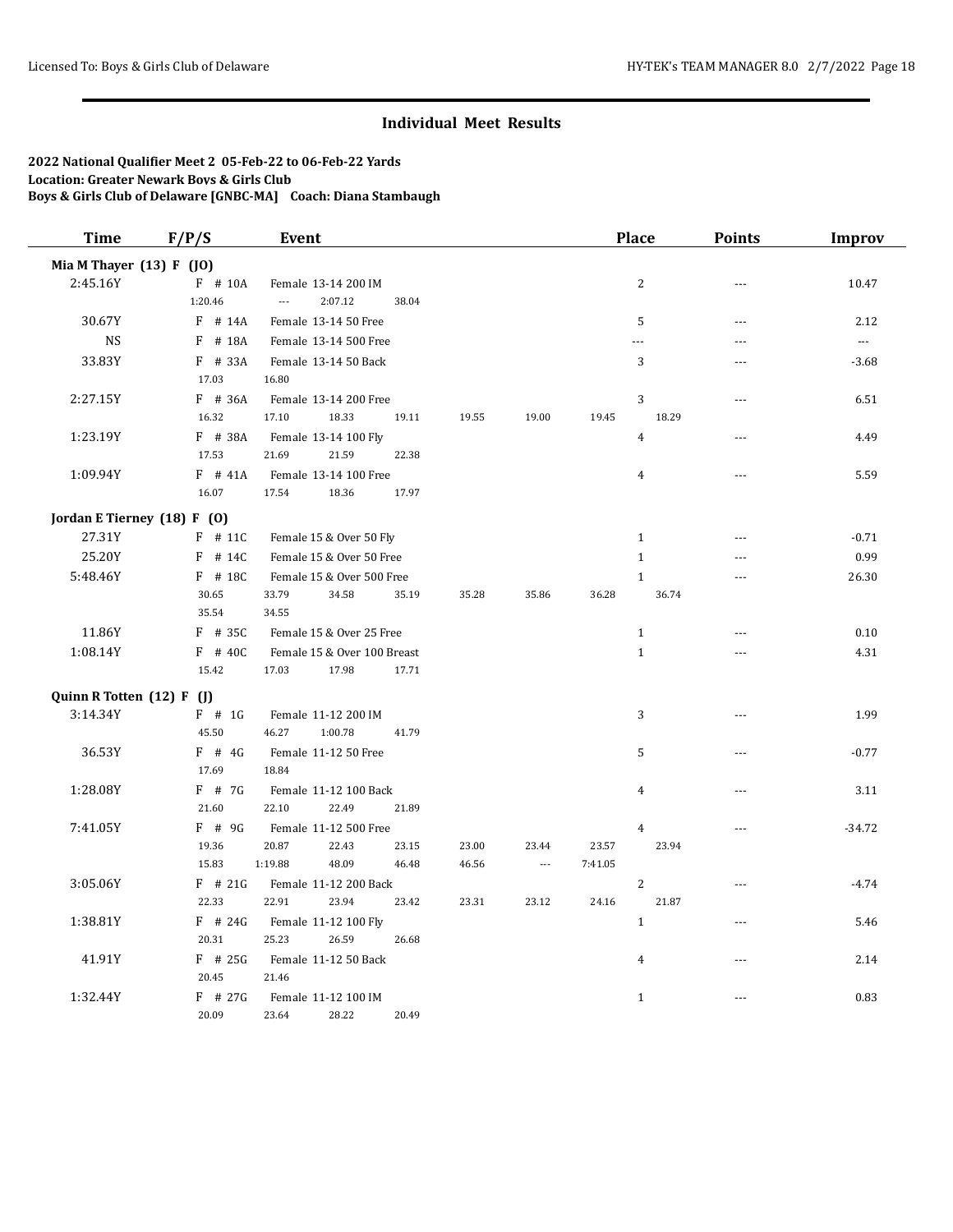## Individual Meet Results

**2022 National Qualifier Meet 2 05-Feb-22 to 06-Feb-22 Yards**
**Location: Greater Newark Boys & Girls Club**
**Boys & Girls Club of Delaware [GNBC-MA] Coach: Diana Stambaugh**

| Time | F/P/S | Event | Place | Points | Improv |
|---|---|---|---|---|---|
| **Mia M Thayer (13) F (JO)** | | | | | |
| 2:45.16Y | F # 10A | Female 13-14 200 IM | 2 | --- | 10.47 |
| | 1:20.46 | --- 2:07.12 38.04 | | | |
| 30.67Y | F # 14A | Female 13-14 50 Free | 5 | --- | 2.12 |
| NS | F # 18A | Female 13-14 500 Free | --- | --- | --- |
| 33.83Y | F # 33A | Female 13-14 50 Back | 3 | --- | -3.68 |
| | 17.03 | 16.80 | | | |
| 2:27.15Y | F # 36A | Female 13-14 200 Free | 3 | --- | 6.51 |
| | 16.32 | 17.10 18.33 19.11 19.55 19.00 19.45 18.29 | | | |
| 1:23.19Y | F # 38A | Female 13-14 100 Fly | 4 | --- | 4.49 |
| | 17.53 | 21.69 21.59 22.38 | | | |
| 1:09.94Y | F # 41A | Female 13-14 100 Free | 4 | --- | 5.59 |
| | 16.07 | 17.54 18.36 17.97 | | | |
| **Jordan E Tierney (18) F (O)** | | | | | |
| 27.31Y | F # 11C | Female 15 & Over 50 Fly | 1 | --- | -0.71 |
| 25.20Y | F # 14C | Female 15 & Over 50 Free | 1 | --- | 0.99 |
| 5:48.46Y | F # 18C | Female 15 & Over 500 Free | 1 | --- | 26.30 |
| | 30.65 | 33.79 34.58 35.19 35.28 35.86 36.28 36.74 | | | |
| | 35.54 | 34.55 | | | |
| 11.86Y | F # 35C | Female 15 & Over 25 Free | 1 | --- | 0.10 |
| 1:08.14Y | F # 40C | Female 15 & Over 100 Breast | 1 | --- | 4.31 |
| | 15.42 | 17.03 17.98 17.71 | | | |
| **Quinn R Totten (12) F (J)** | | | | | |
| 3:14.34Y | F # 1G | Female 11-12 200 IM | 3 | --- | 1.99 |
| | 45.50 | 46.27 1:00.78 41.79 | | | |
| 36.53Y | F # 4G | Female 11-12 50 Free | 5 | --- | -0.77 |
| | 17.69 | 18.84 | | | |
| 1:28.08Y | F # 7G | Female 11-12 100 Back | 4 | --- | 3.11 |
| | 21.60 | 22.10 22.49 21.89 | | | |
| 7:41.05Y | F # 9G | Female 11-12 500 Free | 4 | --- | -34.72 |
| | 19.36 | 20.87 22.43 23.15 23.00 23.44 23.57 23.94 | | | |
| | 15.83 | 1:19.88 48.09 46.48 46.56 --- 7:41.05 | | | |
| 3:05.06Y | F # 21G | Female 11-12 200 Back | 2 | --- | -4.74 |
| | 22.33 | 22.91 23.94 23.42 23.31 23.12 24.16 21.87 | | | |
| 1:38.81Y | F # 24G | Female 11-12 100 Fly | 1 | --- | 5.46 |
| | 20.31 | 25.23 26.59 26.68 | | | |
| 41.91Y | F # 25G | Female 11-12 50 Back | 4 | --- | 2.14 |
| | 20.45 | 21.46 | | | |
| 1:32.44Y | F # 27G | Female 11-12 100 IM | 1 | --- | 0.83 |
| | 20.09 | 23.64 28.22 20.49 | | | |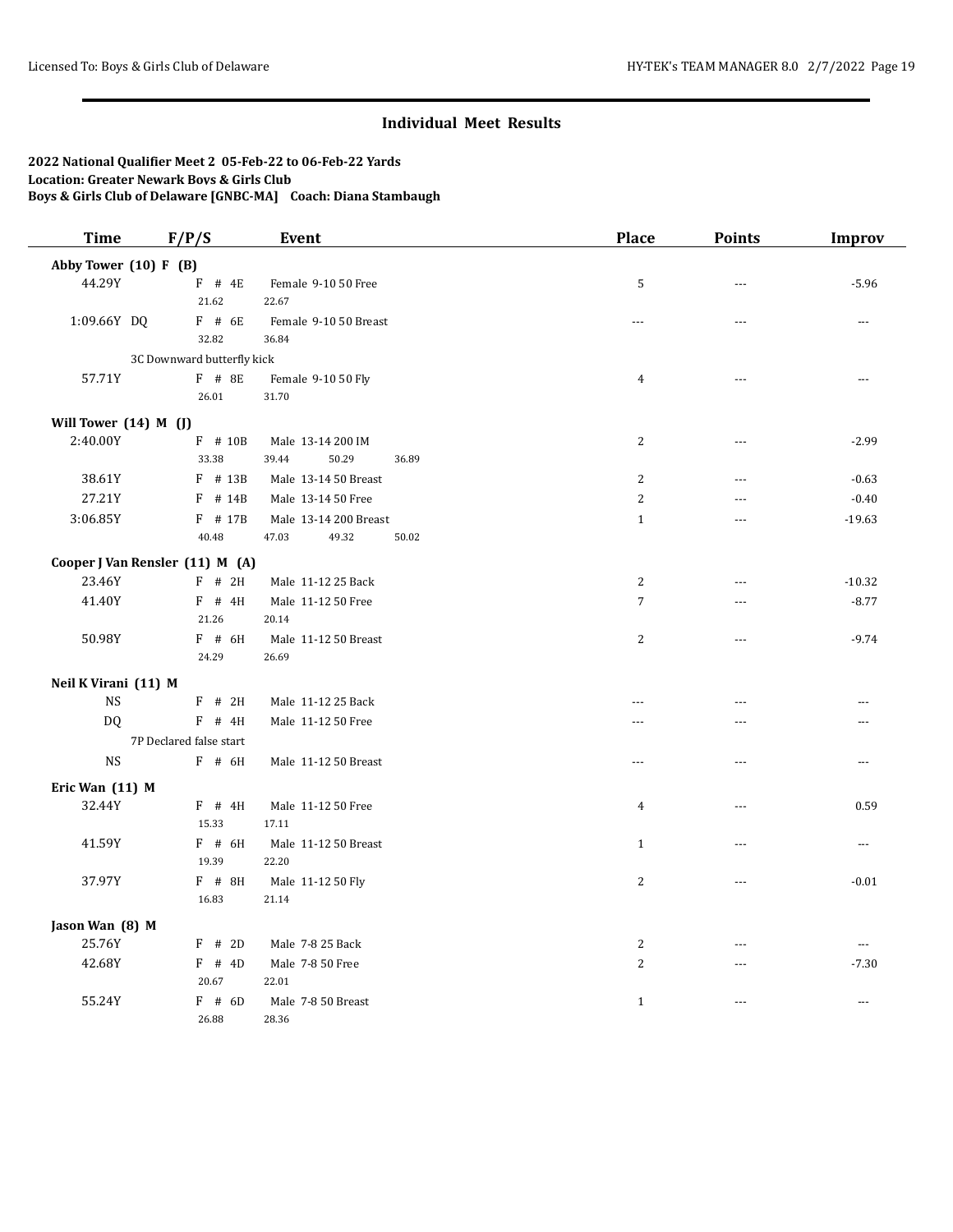## Individual Meet Results

**2022 National Qualifier Meet 2 05-Feb-22 to 06-Feb-22 Yards**
**Location: Greater Newark Boys & Girls Club**
**Boys & Girls Club of Delaware [GNBC-MA] Coach: Diana Stambaugh**

| Time | F/P/S | Event | Place | Points | Improv |
|---|---|---|---|---|---|
| **Abby Tower (10) F (B)** | | | | | |
| 44.29Y | F # 4E | Female 9-10 50 Free | 5 | --- | -5.96 |
| | 21.62 | 22.67 | | | |
| 1:09.66Y DQ | F # 6E | Female 9-10 50 Breast | --- | --- | --- |
| | 32.82 | 36.84 | | | |
| | 3C Downward butterfly kick | | | | |
| 57.71Y | F # 8E | Female 9-10 50 Fly | 4 | --- | --- |
| | 26.01 | 31.70 | | | |
| **Will Tower (14) M (J)** | | | | | |
| 2:40.00Y | F # 10B | Male 13-14 200 IM | 2 | --- | -2.99 |
| | 33.38 | 39.44 50.29 36.89 | | | |
| 38.61Y | F # 13B | Male 13-14 50 Breast | 2 | --- | -0.63 |
| 27.21Y | F # 14B | Male 13-14 50 Free | 2 | --- | -0.40 |
| 3:06.85Y | F # 17B | Male 13-14 200 Breast | 1 | --- | -19.63 |
| | 40.48 | 47.03 49.32 50.02 | | | |
| **Cooper J Van Rensler (11) M (A)** | | | | | |
| 23.46Y | F # 2H | Male 11-12 25 Back | 2 | --- | -10.32 |
| 41.40Y | F # 4H | Male 11-12 50 Free | 7 | --- | -8.77 |
| | 21.26 | 20.14 | | | |
| 50.98Y | F # 6H | Male 11-12 50 Breast | 2 | --- | -9.74 |
| | 24.29 | 26.69 | | | |
| **Neil K Virani (11) M** | | | | | |
| NS | F # 2H | Male 11-12 25 Back | --- | --- | --- |
| DQ | F # 4H | Male 11-12 50 Free | --- | --- | --- |
| | 7P Declared false start | | | | |
| NS | F # 6H | Male 11-12 50 Breast | --- | --- | --- |
| **Eric Wan (11) M** | | | | | |
| 32.44Y | F # 4H | Male 11-12 50 Free | 4 | --- | 0.59 |
| | 15.33 | 17.11 | | | |
| 41.59Y | F # 6H | Male 11-12 50 Breast | 1 | --- | --- |
| | 19.39 | 22.20 | | | |
| 37.97Y | F # 8H | Male 11-12 50 Fly | 2 | --- | -0.01 |
| | 16.83 | 21.14 | | | |
| **Jason Wan (8) M** | | | | | |
| 25.76Y | F # 2D | Male 7-8 25 Back | 2 | --- | --- |
| 42.68Y | F # 4D | Male 7-8 50 Free | 2 | --- | -7.30 |
| | 20.67 | 22.01 | | | |
| 55.24Y | F # 6D | Male 7-8 50 Breast | 1 | --- | --- |
| | 26.88 | 28.36 | | | |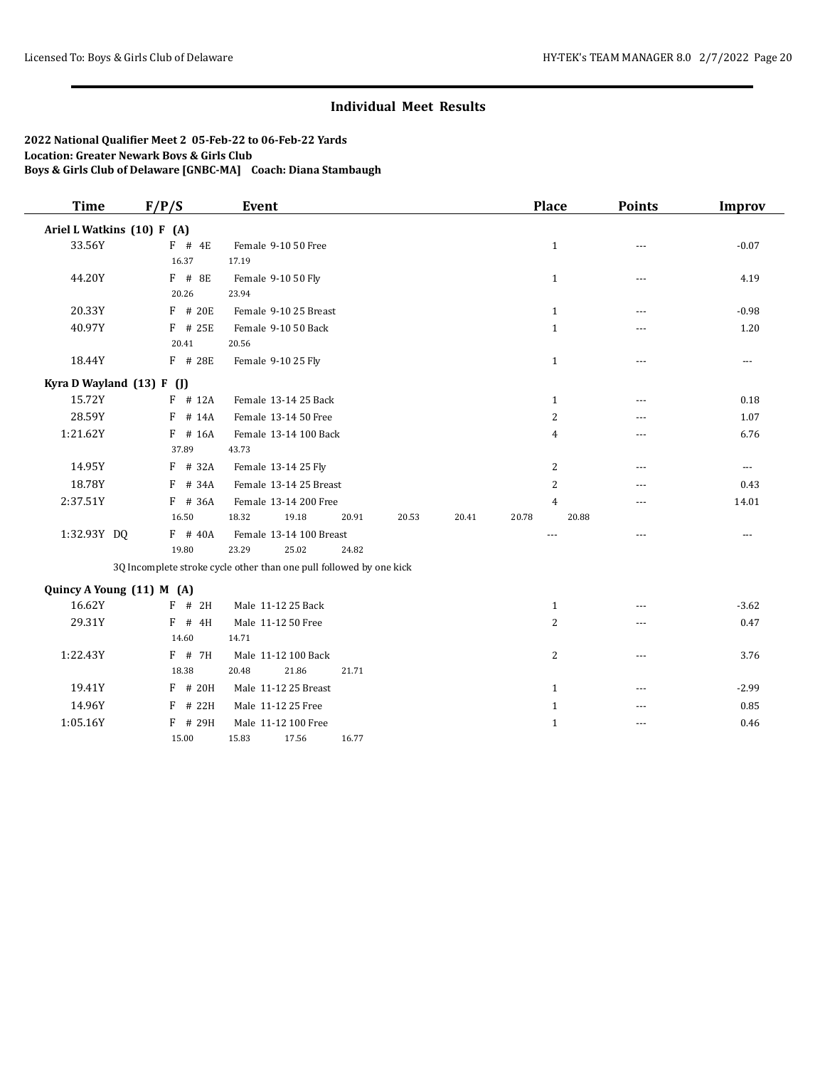## Individual Meet Results

**2022 National Qualifier Meet 2 05-Feb-22 to 06-Feb-22 Yards**
**Location: Greater Newark Boys & Girls Club**
**Boys & Girls Club of Delaware [GNBC-MA] Coach: Diana Stambaugh**

| Time | F/P/S | Event | Place | Points | Improv |
|---|---|---|---|---|---|
| **Ariel L Watkins (10) F (A)** | | | | | |
| 33.56Y | F # 4E | Female 9-10 50 Free | 1 | --- | -0.07 |
| | 16.37 | 17.19 | | | |
| 44.20Y | F # 8E | Female 9-10 50 Fly | 1 | --- | 4.19 |
| | 20.26 | 23.94 | | | |
| 20.33Y | F # 20E | Female 9-10 25 Breast | 1 | --- | -0.98 |
| 40.97Y | F # 25E | Female 9-10 50 Back | 1 | --- | 1.20 |
| | 20.41 | 20.56 | | | |
| 18.44Y | F # 28E | Female 9-10 25 Fly | 1 | --- | --- |
| **Kyra D Wayland (13) F (J)** | | | | | |
| 15.72Y | F # 12A | Female 13-14 25 Back | 1 | --- | 0.18 |
| 28.59Y | F # 14A | Female 13-14 50 Free | 2 | --- | 1.07 |
| 1:21.62Y | F # 16A | Female 13-14 100 Back | 4 | --- | 6.76 |
| | 37.89 | 43.73 | | | |
| 14.95Y | F # 32A | Female 13-14 25 Fly | 2 | --- | --- |
| 18.78Y | F # 34A | Female 13-14 25 Breast | 2 | --- | 0.43 |
| 2:37.51Y | F # 36A | Female 13-14 200 Free | 4 | --- | 14.01 |
| | 16.50 | 18.32 19.18 20.91 20.53 20.41 20.78 20.88 | | | |
| 1:32.93Y DQ | F # 40A | Female 13-14 100 Breast | --- | --- | --- |
| | 19.80 | 23.29 25.02 24.82 | | | |
| | 3Q Incomplete stroke cycle other than one pull followed by one kick | | | | |
| **Quincy A Young (11) M (A)** | | | | | |
| 16.62Y | F # 2H | Male 11-12 25 Back | 1 | --- | -3.62 |
| 29.31Y | F # 4H | Male 11-12 50 Free | 2 | --- | 0.47 |
| | 14.60 | 14.71 | | | |
| 1:22.43Y | F # 7H | Male 11-12 100 Back | 2 | --- | 3.76 |
| | 18.38 | 20.48 21.86 21.71 | | | |
| 19.41Y | F # 20H | Male 11-12 25 Breast | 1 | --- | -2.99 |
| 14.96Y | F # 22H | Male 11-12 25 Free | 1 | --- | 0.85 |
| 1:05.16Y | F # 29H | Male 11-12 100 Free | 1 | --- | 0.46 |
| | 15.00 | 15.83 17.56 16.77 | | | |